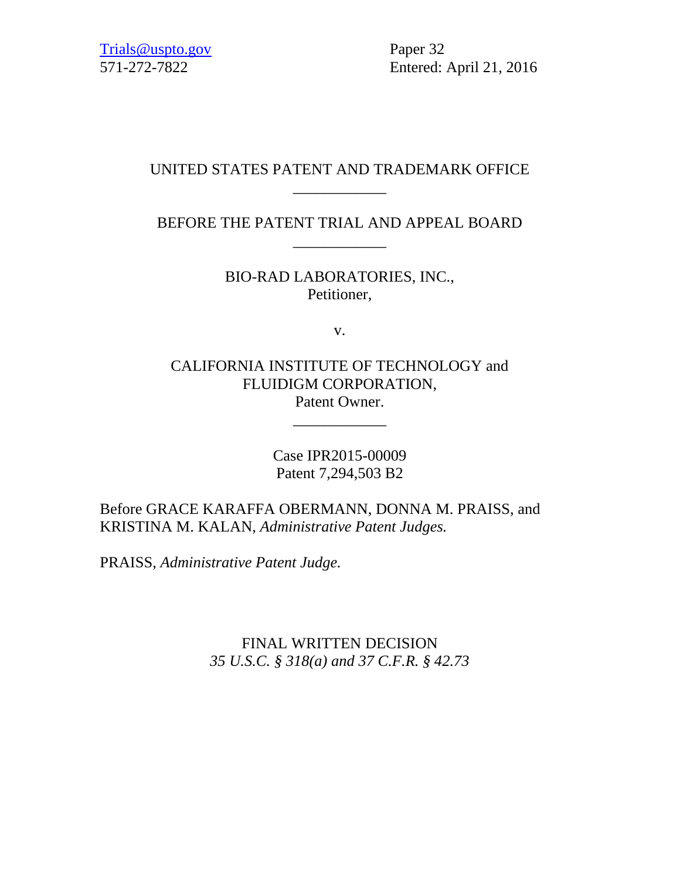Trials@uspto.gov
571-272-7822

Paper 32
Entered: April 21, 2016

UNITED STATES PATENT AND TRADEMARK OFFICE

____________

BEFORE THE PATENT TRIAL AND APPEAL BOARD

____________

BIO-RAD LABORATORIES, INC.,
Petitioner,

v.

CALIFORNIA INSTITUTE OF TECHNOLOGY and
FLUIDIGM CORPORATION,
Patent Owner.

____________

Case IPR2015-00009
Patent 7,294,503 B2

Before GRACE KARAFFA OBERMANN, DONNA M. PRAISS, and KRISTINA M. KALAN, *Administrative Patent Judges.*

PRAISS, *Administrative Patent Judge.*

FINAL WRITTEN DECISION
*35 U.S.C. § 318(a) and 37 C.F.R. § 42.73*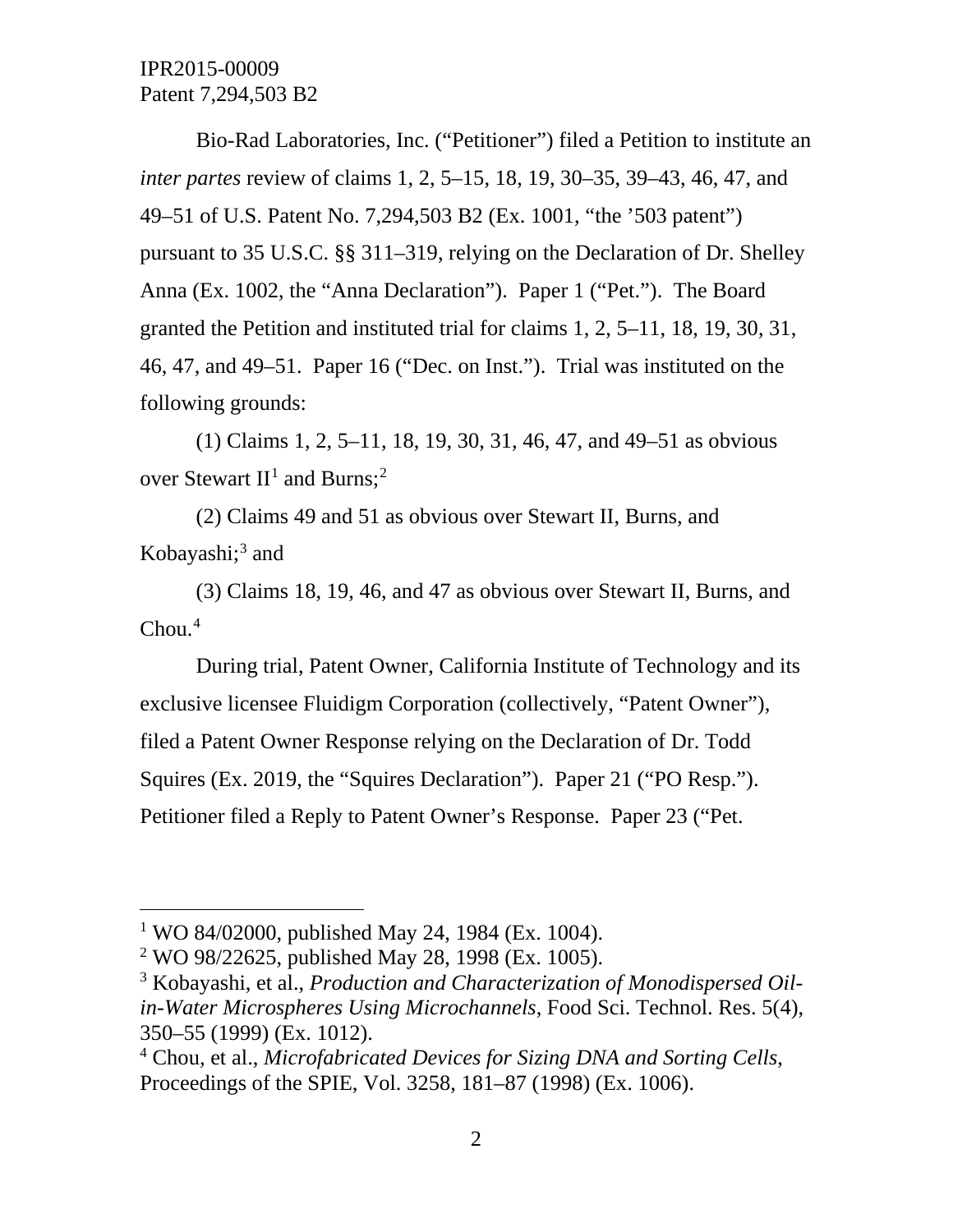Bio-Rad Laboratories, Inc. (“Petitioner”) filed a Petition to institute an *inter partes* review of claims 1, 2, 5–15, 18, 19, 30–35, 39–43, 46, 47, and 49–51 of U.S. Patent No. 7,294,503 B2 (Ex. 1001, “the ’503 patent”) pursuant to 35 U.S.C. §§ 311–319, relying on the Declaration of Dr. Shelley Anna (Ex. 1002, the “Anna Declaration”). Paper 1 (“Pet.”). The Board granted the Petition and instituted trial for claims 1, 2, 5–11, 18, 19, 30, 31, 46, 47, and 49–51. Paper 16 (“Dec. on Inst.”). Trial was instituted on the following grounds:

(1) Claims 1, 2, 5–11, 18, 19, 30, 31, 46, 47, and 49–51 as obvious over Stewart II[1] and Burns;[2]

(2) Claims 49 and 51 as obvious over Stewart II, Burns, and Kobayashi;[3] and

(3) Claims 18, 19, 46, and 47 as obvious over Stewart II, Burns, and Chou.[4]

During trial, Patent Owner, California Institute of Technology and its exclusive licensee Fluidigm Corporation (collectively, “Patent Owner”), filed a Patent Owner Response relying on the Declaration of Dr. Todd Squires (Ex. 2019, the “Squires Declaration”). Paper 21 (“PO Resp.”). Petitioner filed a Reply to Patent Owner’s Response. Paper 23 (“Pet.

---

[1] WO 84/02000, published May 24, 1984 (Ex. 1004).

[2] WO 98/22625, published May 28, 1998 (Ex. 1005).

[3] Kobayashi, et al., *Production and Characterization of Monodispersed Oil-in-Water Microspheres Using Microchannels*, Food Sci. Technol. Res. 5(4), 350–55 (1999) (Ex. 1012).

[4] Chou, et al., *Microfabricated Devices for Sizing DNA and Sorting Cells*, Proceedings of the SPIE, Vol. 3258, 181–87 (1998) (Ex. 1006).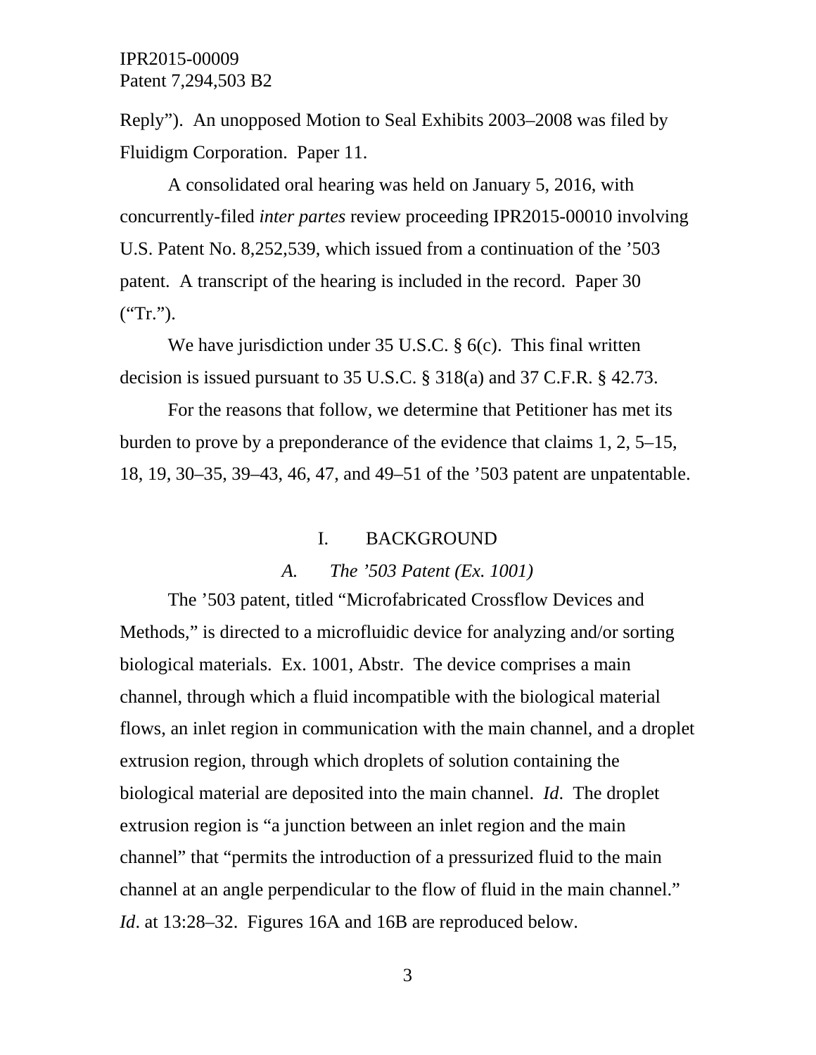Reply"). An unopposed Motion to Seal Exhibits 2003–2008 was filed by Fluidigm Corporation. Paper 11.

A consolidated oral hearing was held on January 5, 2016, with concurrently-filed *inter partes* review proceeding IPR2015-00010 involving U.S. Patent No. 8,252,539, which issued from a continuation of the '503 patent. A transcript of the hearing is included in the record. Paper 30 ("Tr.").

We have jurisdiction under 35 U.S.C. § 6(c). This final written decision is issued pursuant to 35 U.S.C. § 318(a) and 37 C.F.R. § 42.73.

For the reasons that follow, we determine that Petitioner has met its burden to prove by a preponderance of the evidence that claims 1, 2, 5–15, 18, 19, 30–35, 39–43, 46, 47, and 49–51 of the '503 patent are unpatentable.

## I. BACKGROUND

### *A. The '503 Patent (Ex. 1001)*

The '503 patent, titled "Microfabricated Crossflow Devices and Methods," is directed to a microfluidic device for analyzing and/or sorting biological materials. Ex. 1001, Abstr. The device comprises a main channel, through which a fluid incompatible with the biological material flows, an inlet region in communication with the main channel, and a droplet extrusion region, through which droplets of solution containing the biological material are deposited into the main channel. *Id*. The droplet extrusion region is "a junction between an inlet region and the main channel" that "permits the introduction of a pressurized fluid to the main channel at an angle perpendicular to the flow of fluid in the main channel." *Id*. at 13:28–32. Figures 16A and 16B are reproduced below.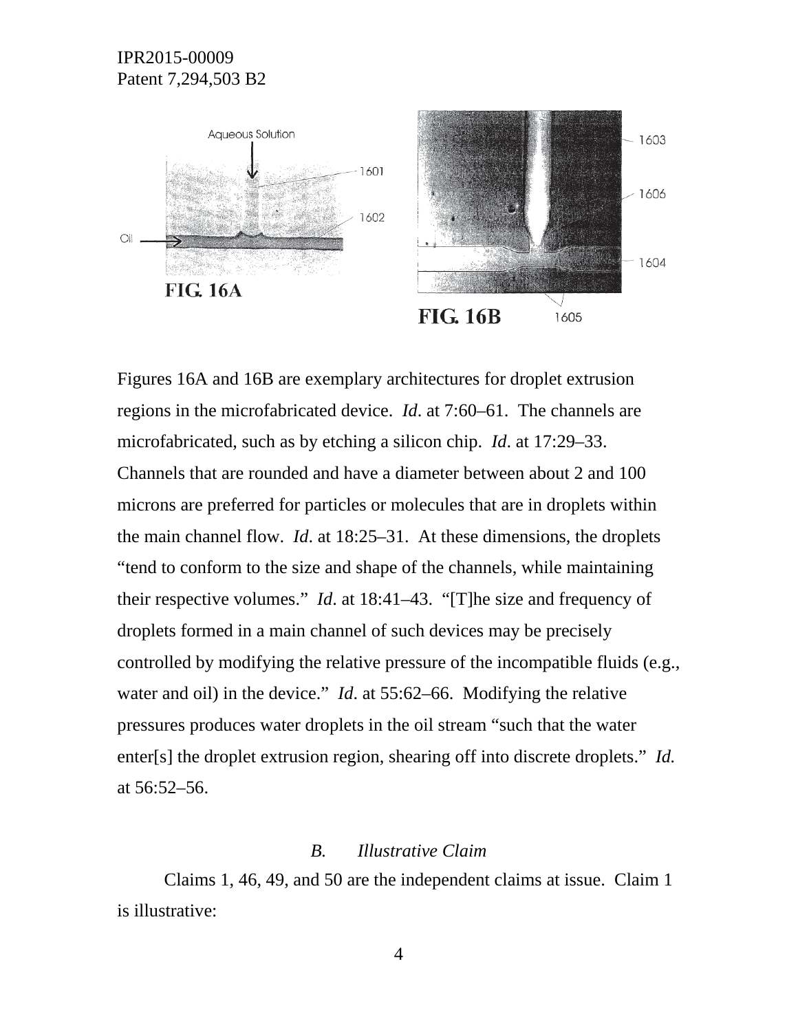FIG. 16A

FIG. 16B

Figures 16A and 16B are exemplary architectures for droplet extrusion regions in the microfabricated device. *Id*. at 7:60–61. The channels are microfabricated, such as by etching a silicon chip. *Id*. at 17:29–33. Channels that are rounded and have a diameter between about 2 and 100 microns are preferred for particles or molecules that are in droplets within the main channel flow. *Id*. at 18:25–31. At these dimensions, the droplets "tend to conform to the size and shape of the channels, while maintaining their respective volumes." *Id*. at 18:41–43. "[T]he size and frequency of droplets formed in a main channel of such devices may be precisely controlled by modifying the relative pressure of the incompatible fluids (e.g., water and oil) in the device." *Id*. at 55:62–66. Modifying the relative pressures produces water droplets in the oil stream "such that the water enter[s] the droplet extrusion region, shearing off into discrete droplets." *Id.* at 56:52–56.

### *B. Illustrative Claim*

Claims 1, 46, 49, and 50 are the independent claims at issue. Claim 1 is illustrative: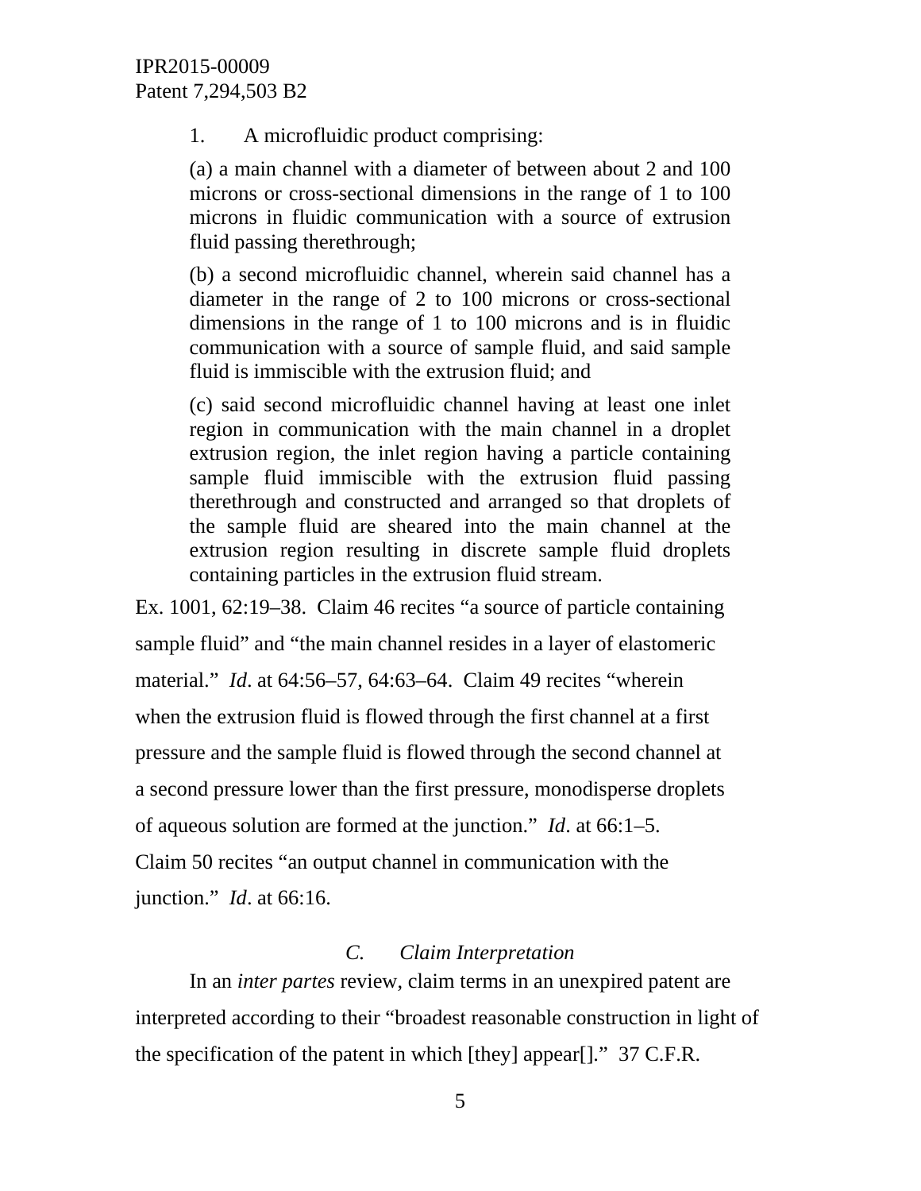> 1. A microfluidic product comprising:
>
> (a) a main channel with a diameter of between about 2 and 100 microns or cross-sectional dimensions in the range of 1 to 100 microns in fluidic communication with a source of extrusion fluid passing therethrough;
>
> (b) a second microfluidic channel, wherein said channel has a diameter in the range of 2 to 100 microns or cross-sectional dimensions in the range of 1 to 100 microns and is in fluidic communication with a source of sample fluid, and said sample fluid is immiscible with the extrusion fluid; and
>
> (c) said second microfluidic channel having at least one inlet region in communication with the main channel in a droplet extrusion region, the inlet region having a particle containing sample fluid immiscible with the extrusion fluid passing therethrough and constructed and arranged so that droplets of the sample fluid are sheared into the main channel at the extrusion region resulting in discrete sample fluid droplets containing particles in the extrusion fluid stream.

Ex. 1001, 62:19–38. Claim 46 recites "a source of particle containing sample fluid" and "the main channel resides in a layer of elastomeric material." *Id*. at 64:56–57, 64:63–64. Claim 49 recites "wherein when the extrusion fluid is flowed through the first channel at a first pressure and the sample fluid is flowed through the second channel at a second pressure lower than the first pressure, monodisperse droplets of aqueous solution are formed at the junction." *Id*. at 66:1–5. Claim 50 recites "an output channel in communication with the junction." *Id*. at 66:16.

### *C. Claim Interpretation*

In an *inter partes* review, claim terms in an unexpired patent are interpreted according to their "broadest reasonable construction in light of the specification of the patent in which [they] appear[]." 37 C.F.R.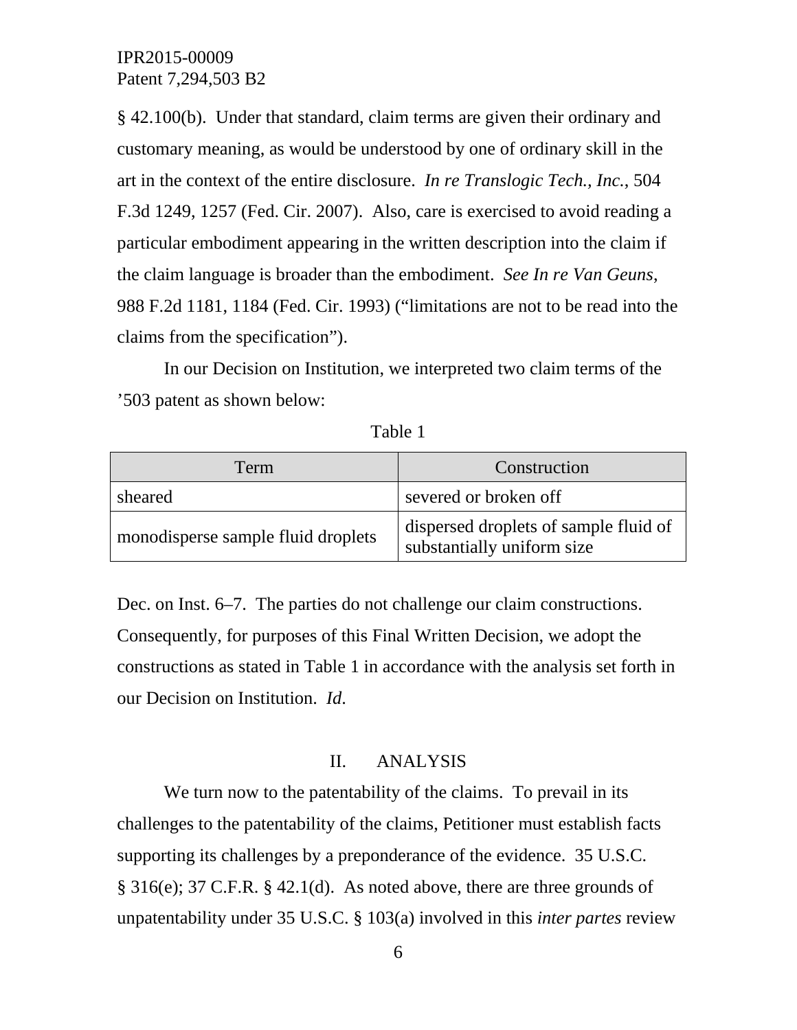§ 42.100(b). Under that standard, claim terms are given their ordinary and customary meaning, as would be understood by one of ordinary skill in the art in the context of the entire disclosure. *In re Translogic Tech., Inc.*, 504 F.3d 1249, 1257 (Fed. Cir. 2007). Also, care is exercised to avoid reading a particular embodiment appearing in the written description into the claim if the claim language is broader than the embodiment. *See In re Van Geuns*, 988 F.2d 1181, 1184 (Fed. Cir. 1993) ("limitations are not to be read into the claims from the specification").

In our Decision on Institution, we interpreted two claim terms of the '503 patent as shown below:

Table 1

| Term | Construction |
| --- | --- |
| sheared | severed or broken off |
| monodisperse sample fluid droplets | dispersed droplets of sample fluid of substantially uniform size |

Dec. on Inst. 6–7. The parties do not challenge our claim constructions. Consequently, for purposes of this Final Written Decision, we adopt the constructions as stated in Table 1 in accordance with the analysis set forth in our Decision on Institution. *Id*.

## II. ANALYSIS

We turn now to the patentability of the claims. To prevail in its challenges to the patentability of the claims, Petitioner must establish facts supporting its challenges by a preponderance of the evidence. 35 U.S.C. § 316(e); 37 C.F.R. § 42.1(d). As noted above, there are three grounds of unpatentability under 35 U.S.C. § 103(a) involved in this *inter partes* review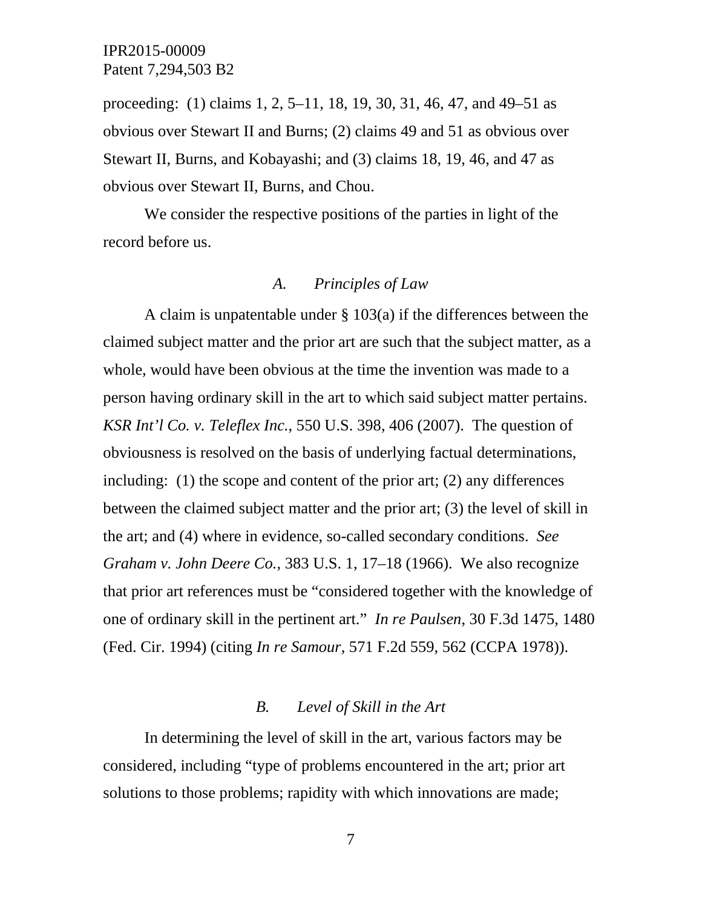proceeding: (1) claims 1, 2, 5–11, 18, 19, 30, 31, 46, 47, and 49–51 as obvious over Stewart II and Burns; (2) claims 49 and 51 as obvious over Stewart II, Burns, and Kobayashi; and (3) claims 18, 19, 46, and 47 as obvious over Stewart II, Burns, and Chou.

We consider the respective positions of the parties in light of the record before us.

### *A. Principles of Law*

A claim is unpatentable under § 103(a) if the differences between the claimed subject matter and the prior art are such that the subject matter, as a whole, would have been obvious at the time the invention was made to a person having ordinary skill in the art to which said subject matter pertains. *KSR Int'l Co. v. Teleflex Inc.*, 550 U.S. 398, 406 (2007). The question of obviousness is resolved on the basis of underlying factual determinations, including: (1) the scope and content of the prior art; (2) any differences between the claimed subject matter and the prior art; (3) the level of skill in the art; and (4) where in evidence, so-called secondary conditions. *See Graham v. John Deere Co.*, 383 U.S. 1, 17–18 (1966). We also recognize that prior art references must be "considered together with the knowledge of one of ordinary skill in the pertinent art." *In re Paulsen*, 30 F.3d 1475, 1480 (Fed. Cir. 1994) (citing *In re Samour*, 571 F.2d 559, 562 (CCPA 1978)).

### *B. Level of Skill in the Art*

In determining the level of skill in the art, various factors may be considered, including "type of problems encountered in the art; prior art solutions to those problems; rapidity with which innovations are made;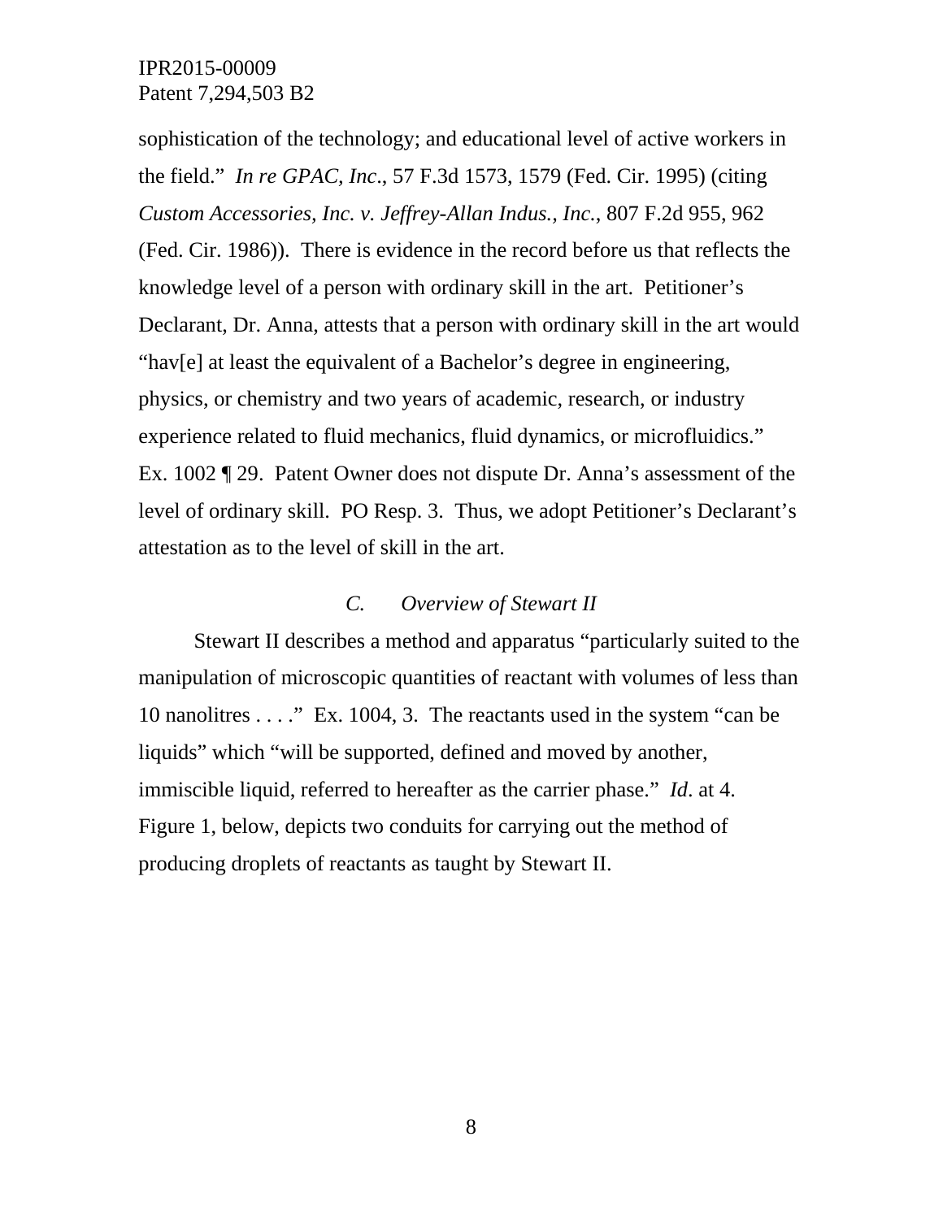sophistication of the technology; and educational level of active workers in the field." *In re GPAC, Inc.*, 57 F.3d 1573, 1579 (Fed. Cir. 1995) (citing *Custom Accessories, Inc. v. Jeffrey-Allan Indus., Inc.*, 807 F.2d 955, 962 (Fed. Cir. 1986)). There is evidence in the record before us that reflects the knowledge level of a person with ordinary skill in the art. Petitioner's Declarant, Dr. Anna, attests that a person with ordinary skill in the art would "hav[e] at least the equivalent of a Bachelor's degree in engineering, physics, or chemistry and two years of academic, research, or industry experience related to fluid mechanics, fluid dynamics, or microfluidics." Ex. 1002 ¶ 29. Patent Owner does not dispute Dr. Anna's assessment of the level of ordinary skill. PO Resp. 3. Thus, we adopt Petitioner's Declarant's attestation as to the level of skill in the art.

### *C. Overview of Stewart II*

Stewart II describes a method and apparatus "particularly suited to the manipulation of microscopic quantities of reactant with volumes of less than 10 nanolitres . . . ." Ex. 1004, 3. The reactants used in the system "can be liquids" which "will be supported, defined and moved by another, immiscible liquid, referred to hereafter as the carrier phase." *Id*. at 4. Figure 1, below, depicts two conduits for carrying out the method of producing droplets of reactants as taught by Stewart II.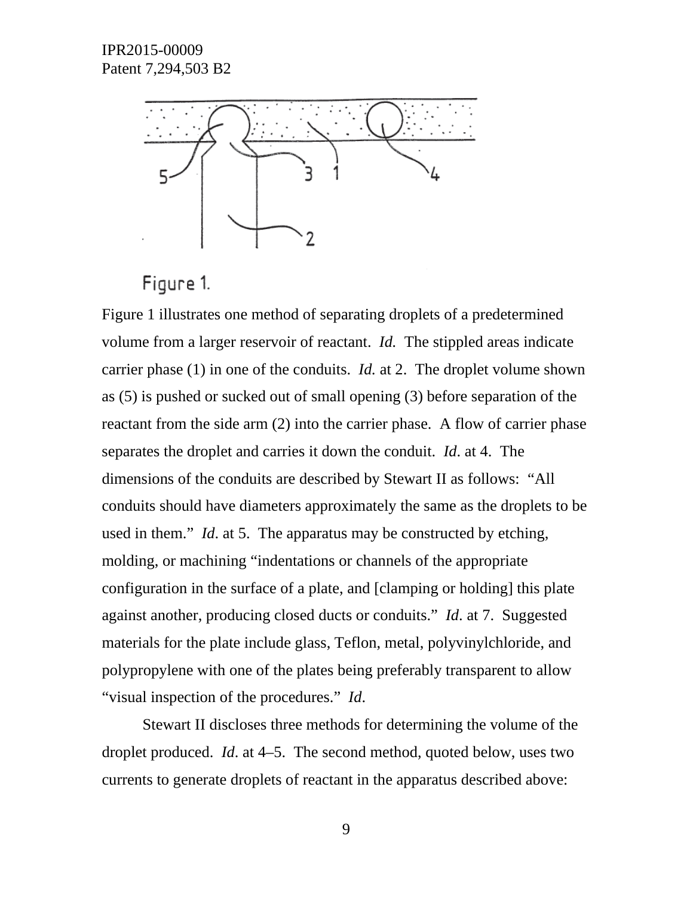Figure 1.

Figure 1 illustrates one method of separating droplets of a predetermined volume from a larger reservoir of reactant. *Id.* The stippled areas indicate carrier phase (1) in one of the conduits. *Id.* at 2. The droplet volume shown as (5) is pushed or sucked out of small opening (3) before separation of the reactant from the side arm (2) into the carrier phase. A flow of carrier phase separates the droplet and carries it down the conduit. *Id*. at 4. The dimensions of the conduits are described by Stewart II as follows: "All conduits should have diameters approximately the same as the droplets to be used in them." *Id*. at 5. The apparatus may be constructed by etching, molding, or machining "indentations or channels of the appropriate configuration in the surface of a plate, and [clamping or holding] this plate against another, producing closed ducts or conduits." *Id*. at 7. Suggested materials for the plate include glass, Teflon, metal, polyvinylchloride, and polypropylene with one of the plates being preferably transparent to allow "visual inspection of the procedures." *Id*.

Stewart II discloses three methods for determining the volume of the droplet produced. *Id*. at 4–5. The second method, quoted below, uses two currents to generate droplets of reactant in the apparatus described above: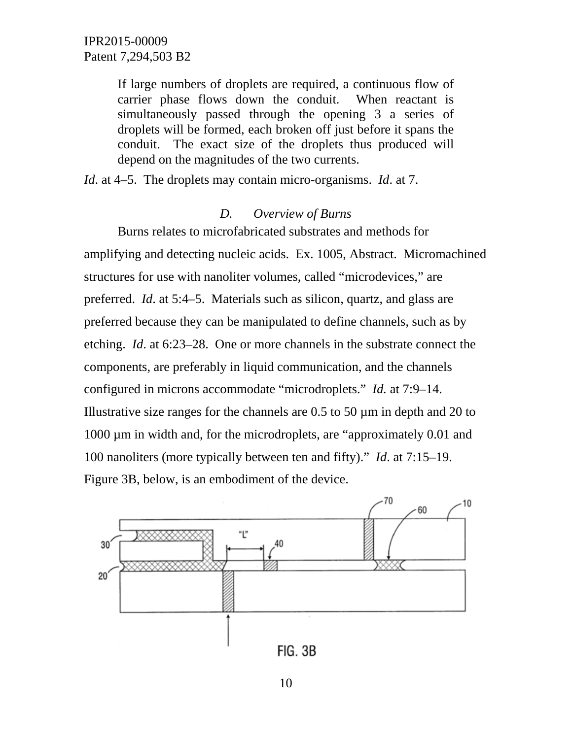> If large numbers of droplets are required, a continuous flow of carrier phase flows down the conduit. When reactant is simultaneously passed through the opening 3 a series of droplets will be formed, each broken off just before it spans the conduit. The exact size of the droplets thus produced will depend on the magnitudes of the two currents.

*Id*. at 4–5. The droplets may contain micro-organisms. *Id*. at 7.

### D. *Overview of Burns*

Burns relates to microfabricated substrates and methods for amplifying and detecting nucleic acids. Ex. 1005, Abstract. Micromachined structures for use with nanoliter volumes, called "microdevices," are preferred. *Id*. at 5:4–5. Materials such as silicon, quartz, and glass are preferred because they can be manipulated to define channels, such as by etching. *Id*. at 6:23–28. One or more channels in the substrate connect the components, are preferably in liquid communication, and the channels configured in microns accommodate "microdroplets." *Id.* at 7:9–14. Illustrative size ranges for the channels are 0.5 to 50 µm in depth and 20 to 1000 µm in width and, for the microdroplets, are "approximately 0.01 and 100 nanoliters (more typically between ten and fifty)." *Id.* at 7:15–19. Figure 3B, below, is an embodiment of the device.

FIG. 3B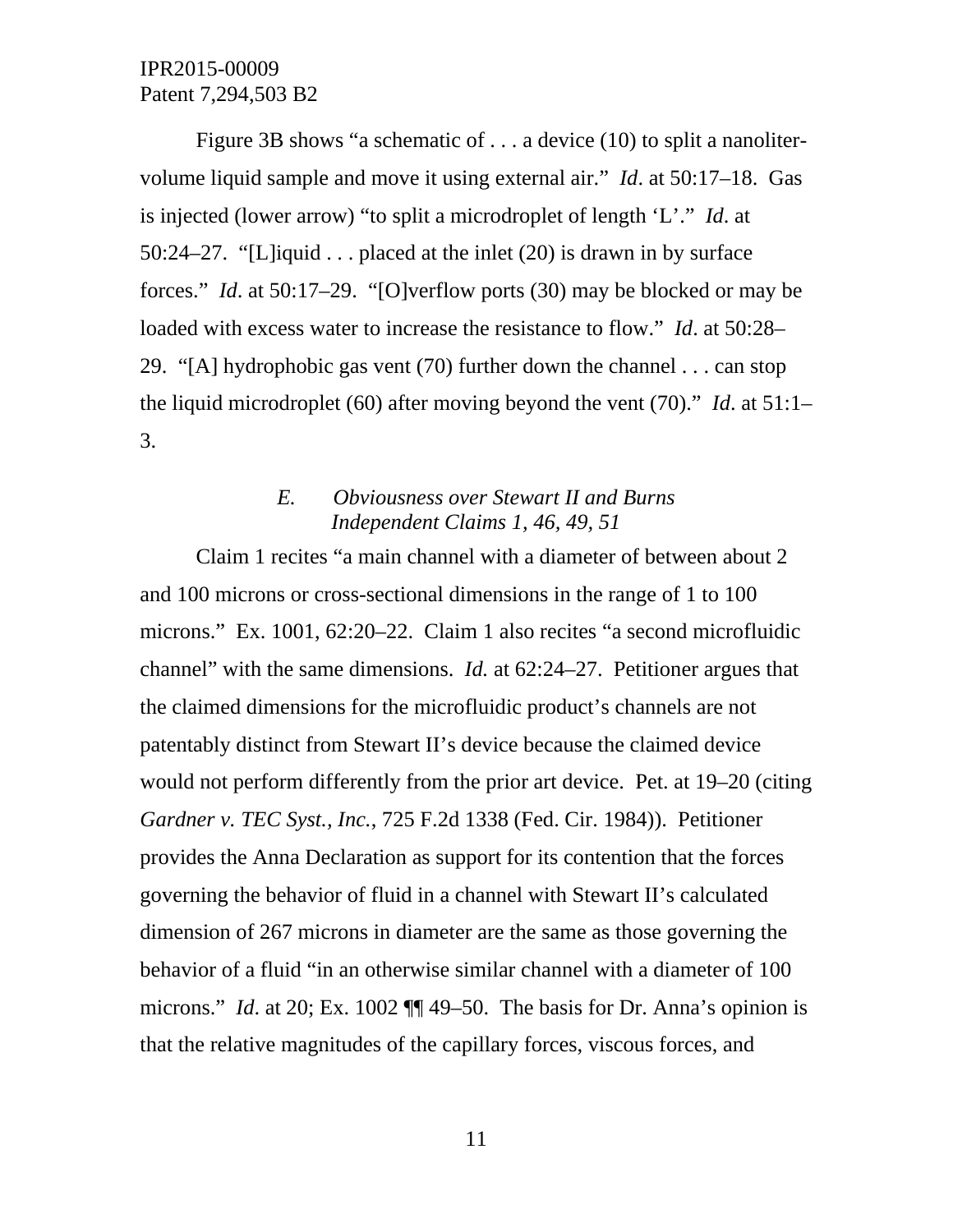Figure 3B shows "a schematic of . . . a device (10) to split a nanoliter-volume liquid sample and move it using external air." *Id*. at 50:17–18. Gas is injected (lower arrow) "to split a microdroplet of length 'L'." *Id*. at 50:24–27. "[L]iquid . . . placed at the inlet (20) is drawn in by surface forces." *Id*. at 50:17–29. "[O]verflow ports (30) may be blocked or may be loaded with excess water to increase the resistance to flow." *Id*. at 50:28–29. "[A] hydrophobic gas vent (70) further down the channel . . . can stop the liquid microdroplet (60) after moving beyond the vent (70)." *Id*. at 51:1–3.

### *E. Obviousness over Stewart II and Burns Independent Claims 1, 46, 49, 51*

Claim 1 recites "a main channel with a diameter of between about 2 and 100 microns or cross-sectional dimensions in the range of 1 to 100 microns." Ex. 1001, 62:20–22. Claim 1 also recites "a second microfluidic channel" with the same dimensions. *Id.* at 62:24–27. Petitioner argues that the claimed dimensions for the microfluidic product's channels are not patentably distinct from Stewart II's device because the claimed device would not perform differently from the prior art device. Pet. at 19–20 (citing *Gardner v. TEC Syst., Inc.*, 725 F.2d 1338 (Fed. Cir. 1984)). Petitioner provides the Anna Declaration as support for its contention that the forces governing the behavior of fluid in a channel with Stewart II's calculated dimension of 267 microns in diameter are the same as those governing the behavior of a fluid "in an otherwise similar channel with a diameter of 100 microns." *Id*. at 20; Ex. 1002 ¶¶ 49–50. The basis for Dr. Anna's opinion is that the relative magnitudes of the capillary forces, viscous forces, and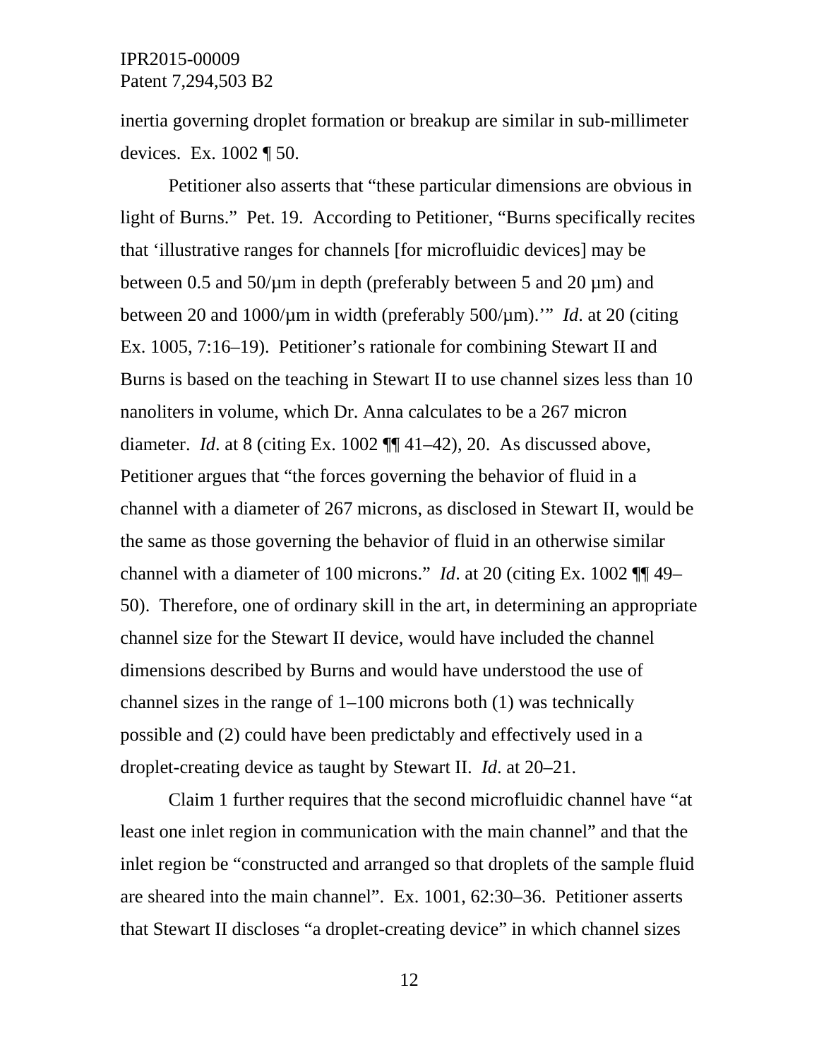inertia governing droplet formation or breakup are similar in sub-millimeter devices. Ex. 1002 ¶ 50.

Petitioner also asserts that "these particular dimensions are obvious in light of Burns." Pet. 19. According to Petitioner, "Burns specifically recites that 'illustrative ranges for channels [for microfluidic devices] may be between 0.5 and 50/µm in depth (preferably between 5 and 20 µm) and between 20 and 1000/µm in width (preferably 500/µm).'" *Id*. at 20 (citing Ex. 1005, 7:16–19). Petitioner's rationale for combining Stewart II and Burns is based on the teaching in Stewart II to use channel sizes less than 10 nanoliters in volume, which Dr. Anna calculates to be a 267 micron diameter. *Id*. at 8 (citing Ex. 1002 ¶¶ 41–42), 20. As discussed above, Petitioner argues that "the forces governing the behavior of fluid in a channel with a diameter of 267 microns, as disclosed in Stewart II, would be the same as those governing the behavior of fluid in an otherwise similar channel with a diameter of 100 microns." *Id*. at 20 (citing Ex. 1002 ¶¶ 49–50). Therefore, one of ordinary skill in the art, in determining an appropriate channel size for the Stewart II device, would have included the channel dimensions described by Burns and would have understood the use of channel sizes in the range of 1–100 microns both (1) was technically possible and (2) could have been predictably and effectively used in a droplet-creating device as taught by Stewart II. *Id*. at 20–21.

Claim 1 further requires that the second microfluidic channel have "at least one inlet region in communication with the main channel" and that the inlet region be "constructed and arranged so that droplets of the sample fluid are sheared into the main channel". Ex. 1001, 62:30–36. Petitioner asserts that Stewart II discloses "a droplet-creating device" in which channel sizes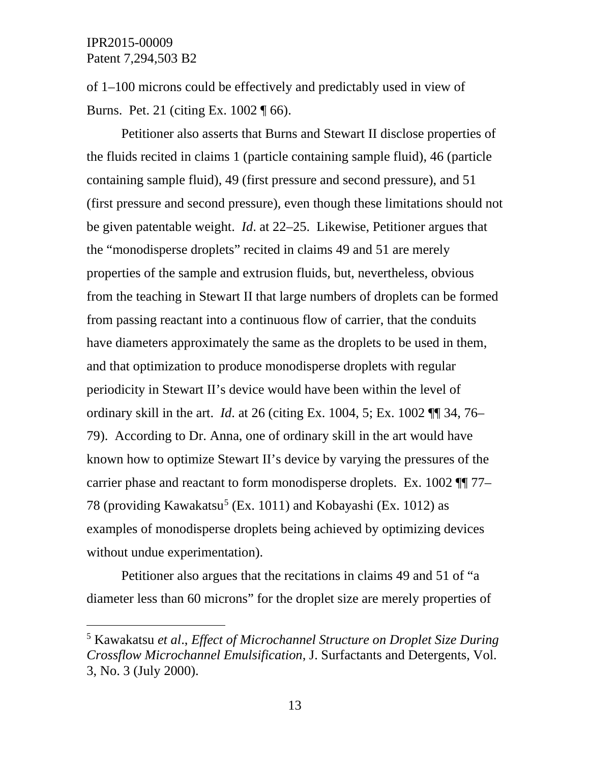of 1–100 microns could be effectively and predictably used in view of Burns. Pet. 21 (citing Ex. 1002 ¶ 66).

Petitioner also asserts that Burns and Stewart II disclose properties of the fluids recited in claims 1 (particle containing sample fluid), 46 (particle containing sample fluid), 49 (first pressure and second pressure), and 51 (first pressure and second pressure), even though these limitations should not be given patentable weight. *Id*. at 22–25. Likewise, Petitioner argues that the "monodisperse droplets" recited in claims 49 and 51 are merely properties of the sample and extrusion fluids, but, nevertheless, obvious from the teaching in Stewart II that large numbers of droplets can be formed from passing reactant into a continuous flow of carrier, that the conduits have diameters approximately the same as the droplets to be used in them, and that optimization to produce monodisperse droplets with regular periodicity in Stewart II's device would have been within the level of ordinary skill in the art. *Id*. at 26 (citing Ex. 1004, 5; Ex. 1002 ¶¶ 34, 76–79). According to Dr. Anna, one of ordinary skill in the art would have known how to optimize Stewart II's device by varying the pressures of the carrier phase and reactant to form monodisperse droplets. Ex. 1002 ¶¶ 77–78 (providing Kawakatsu[5] (Ex. 1011) and Kobayashi (Ex. 1012) as examples of monodisperse droplets being achieved by optimizing devices without undue experimentation).

Petitioner also argues that the recitations in claims 49 and 51 of "a diameter less than 60 microns" for the droplet size are merely properties of

---

[5] Kawakatsu *et al*., *Effect of Microchannel Structure on Droplet Size During Crossflow Microchannel Emulsification*, J. Surfactants and Detergents, Vol. 3, No. 3 (July 2000).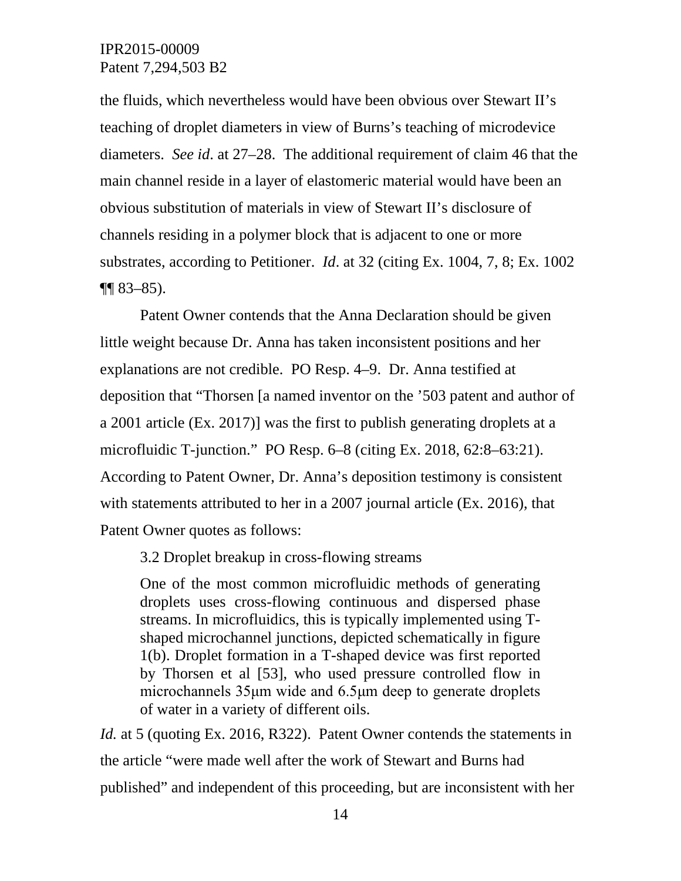the fluids, which nevertheless would have been obvious over Stewart II's teaching of droplet diameters in view of Burns's teaching of microdevice diameters. *See id*. at 27–28. The additional requirement of claim 46 that the main channel reside in a layer of elastomeric material would have been an obvious substitution of materials in view of Stewart II's disclosure of channels residing in a polymer block that is adjacent to one or more substrates, according to Petitioner. *Id*. at 32 (citing Ex. 1004, 7, 8; Ex. 1002 ¶¶ 83–85).

Patent Owner contends that the Anna Declaration should be given little weight because Dr. Anna has taken inconsistent positions and her explanations are not credible. PO Resp. 4–9. Dr. Anna testified at deposition that "Thorsen [a named inventor on the '503 patent and author of a 2001 article (Ex. 2017)] was the first to publish generating droplets at a microfluidic T-junction." PO Resp. 6–8 (citing Ex. 2018, 62:8–63:21). According to Patent Owner, Dr. Anna's deposition testimony is consistent with statements attributed to her in a 2007 journal article (Ex. 2016), that Patent Owner quotes as follows:

> 3.2 Droplet breakup in cross-flowing streams
>
> One of the most common microfluidic methods of generating droplets uses cross-flowing continuous and dispersed phase streams. In microfluidics, this is typically implemented using T-shaped microchannel junctions, depicted schematically in figure 1(b). Droplet formation in a T-shaped device was first reported by Thorsen et al [53], who used pressure controlled flow in microchannels 35μm wide and 6.5μm deep to generate droplets of water in a variety of different oils.

*Id.* at 5 (quoting Ex. 2016, R322). Patent Owner contends the statements in the article "were made well after the work of Stewart and Burns had published" and independent of this proceeding, but are inconsistent with her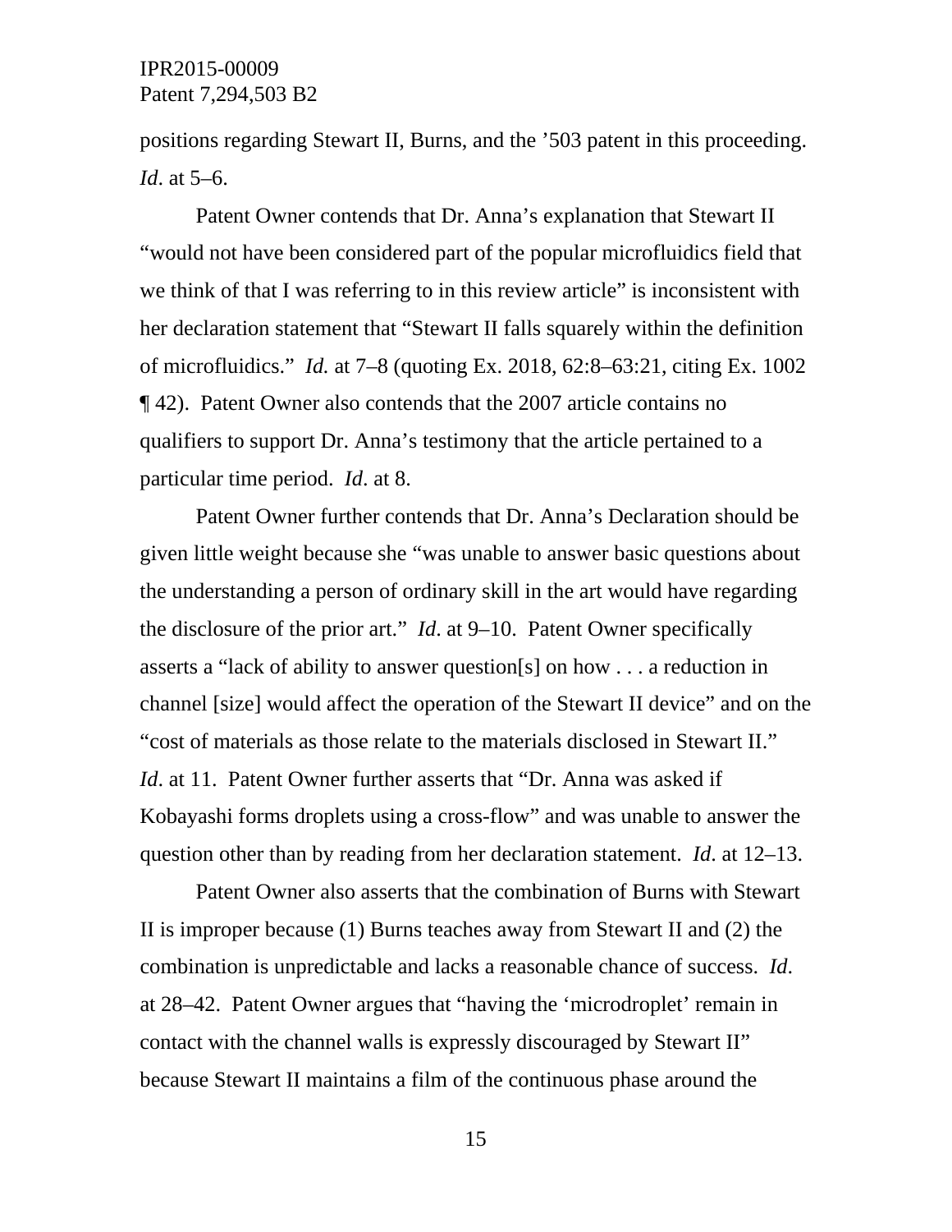positions regarding Stewart II, Burns, and the ’503 patent in this proceeding. *Id*. at 5–6.

Patent Owner contends that Dr. Anna’s explanation that Stewart II “would not have been considered part of the popular microfluidics field that we think of that I was referring to in this review article” is inconsistent with her declaration statement that “Stewart II falls squarely within the definition of microfluidics.” *Id.* at 7–8 (quoting Ex. 2018, 62:8–63:21, citing Ex. 1002 ¶ 42). Patent Owner also contends that the 2007 article contains no qualifiers to support Dr. Anna’s testimony that the article pertained to a particular time period. *Id*. at 8.

Patent Owner further contends that Dr. Anna’s Declaration should be given little weight because she “was unable to answer basic questions about the understanding a person of ordinary skill in the art would have regarding the disclosure of the prior art.” *Id*. at 9–10. Patent Owner specifically asserts a “lack of ability to answer question[s] on how . . . a reduction in channel [size] would affect the operation of the Stewart II device” and on the “cost of materials as those relate to the materials disclosed in Stewart II.” *Id*. at 11. Patent Owner further asserts that “Dr. Anna was asked if Kobayashi forms droplets using a cross-flow” and was unable to answer the question other than by reading from her declaration statement. *Id*. at 12–13.

Patent Owner also asserts that the combination of Burns with Stewart II is improper because (1) Burns teaches away from Stewart II and (2) the combination is unpredictable and lacks a reasonable chance of success. *Id*. at 28–42. Patent Owner argues that “having the ‘microdroplet’ remain in contact with the channel walls is expressly discouraged by Stewart II” because Stewart II maintains a film of the continuous phase around the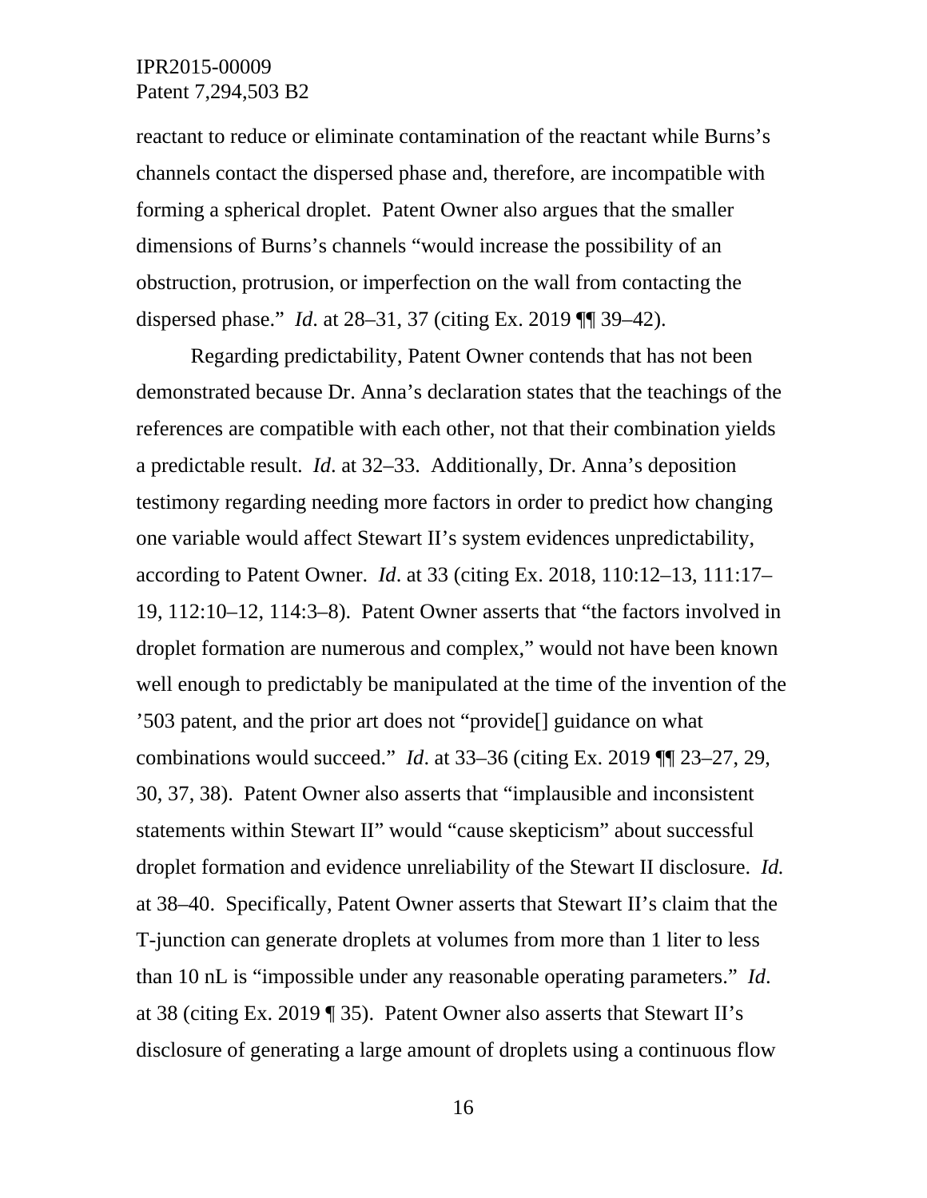reactant to reduce or eliminate contamination of the reactant while Burns's channels contact the dispersed phase and, therefore, are incompatible with forming a spherical droplet. Patent Owner also argues that the smaller dimensions of Burns's channels "would increase the possibility of an obstruction, protrusion, or imperfection on the wall from contacting the dispersed phase." *Id*. at 28–31, 37 (citing Ex. 2019 ¶¶ 39–42).

Regarding predictability, Patent Owner contends that has not been demonstrated because Dr. Anna's declaration states that the teachings of the references are compatible with each other, not that their combination yields a predictable result. *Id*. at 32–33. Additionally, Dr. Anna's deposition testimony regarding needing more factors in order to predict how changing one variable would affect Stewart II's system evidences unpredictability, according to Patent Owner. *Id*. at 33 (citing Ex. 2018, 110:12–13, 111:17–19, 112:10–12, 114:3–8). Patent Owner asserts that "the factors involved in droplet formation are numerous and complex," would not have been known well enough to predictably be manipulated at the time of the invention of the '503 patent, and the prior art does not "provide[] guidance on what combinations would succeed." *Id*. at 33–36 (citing Ex. 2019 ¶¶ 23–27, 29, 30, 37, 38). Patent Owner also asserts that "implausible and inconsistent statements within Stewart II" would "cause skepticism" about successful droplet formation and evidence unreliability of the Stewart II disclosure. *Id.* at 38–40. Specifically, Patent Owner asserts that Stewart II's claim that the T-junction can generate droplets at volumes from more than 1 liter to less than 10 nL is "impossible under any reasonable operating parameters." *Id*. at 38 (citing Ex. 2019 ¶ 35). Patent Owner also asserts that Stewart II's disclosure of generating a large amount of droplets using a continuous flow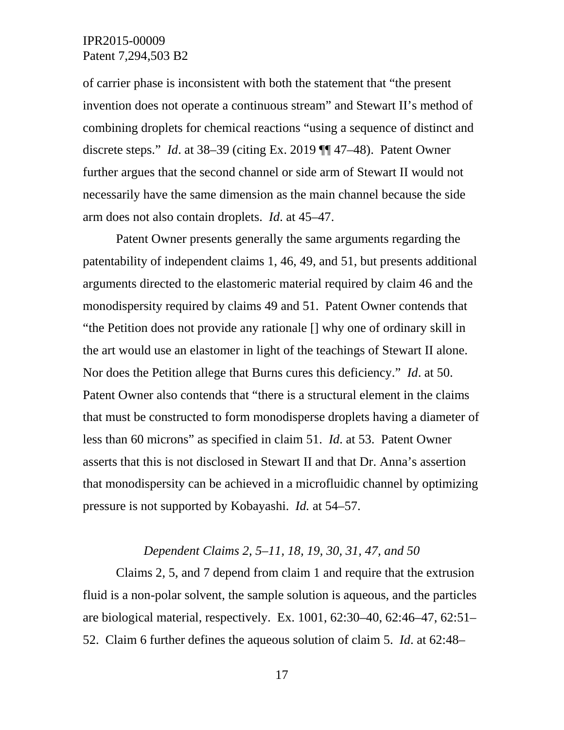of carrier phase is inconsistent with both the statement that "the present invention does not operate a continuous stream" and Stewart II's method of combining droplets for chemical reactions "using a sequence of distinct and discrete steps." *Id*. at 38–39 (citing Ex. 2019 ¶¶ 47–48). Patent Owner further argues that the second channel or side arm of Stewart II would not necessarily have the same dimension as the main channel because the side arm does not also contain droplets. *Id*. at 45–47.

Patent Owner presents generally the same arguments regarding the patentability of independent claims 1, 46, 49, and 51, but presents additional arguments directed to the elastomeric material required by claim 46 and the monodispersity required by claims 49 and 51. Patent Owner contends that "the Petition does not provide any rationale [] why one of ordinary skill in the art would use an elastomer in light of the teachings of Stewart II alone. Nor does the Petition allege that Burns cures this deficiency." *Id*. at 50. Patent Owner also contends that "there is a structural element in the claims that must be constructed to form monodisperse droplets having a diameter of less than 60 microns" as specified in claim 51. *Id*. at 53. Patent Owner asserts that this is not disclosed in Stewart II and that Dr. Anna's assertion that monodispersity can be achieved in a microfluidic channel by optimizing pressure is not supported by Kobayashi. *Id.* at 54–57.

*Dependent Claims 2, 5–11, 18, 19, 30, 31, 47, and 50*

Claims 2, 5, and 7 depend from claim 1 and require that the extrusion fluid is a non-polar solvent, the sample solution is aqueous, and the particles are biological material, respectively. Ex. 1001, 62:30–40, 62:46–47, 62:51–52. Claim 6 further defines the aqueous solution of claim 5. *Id*. at 62:48–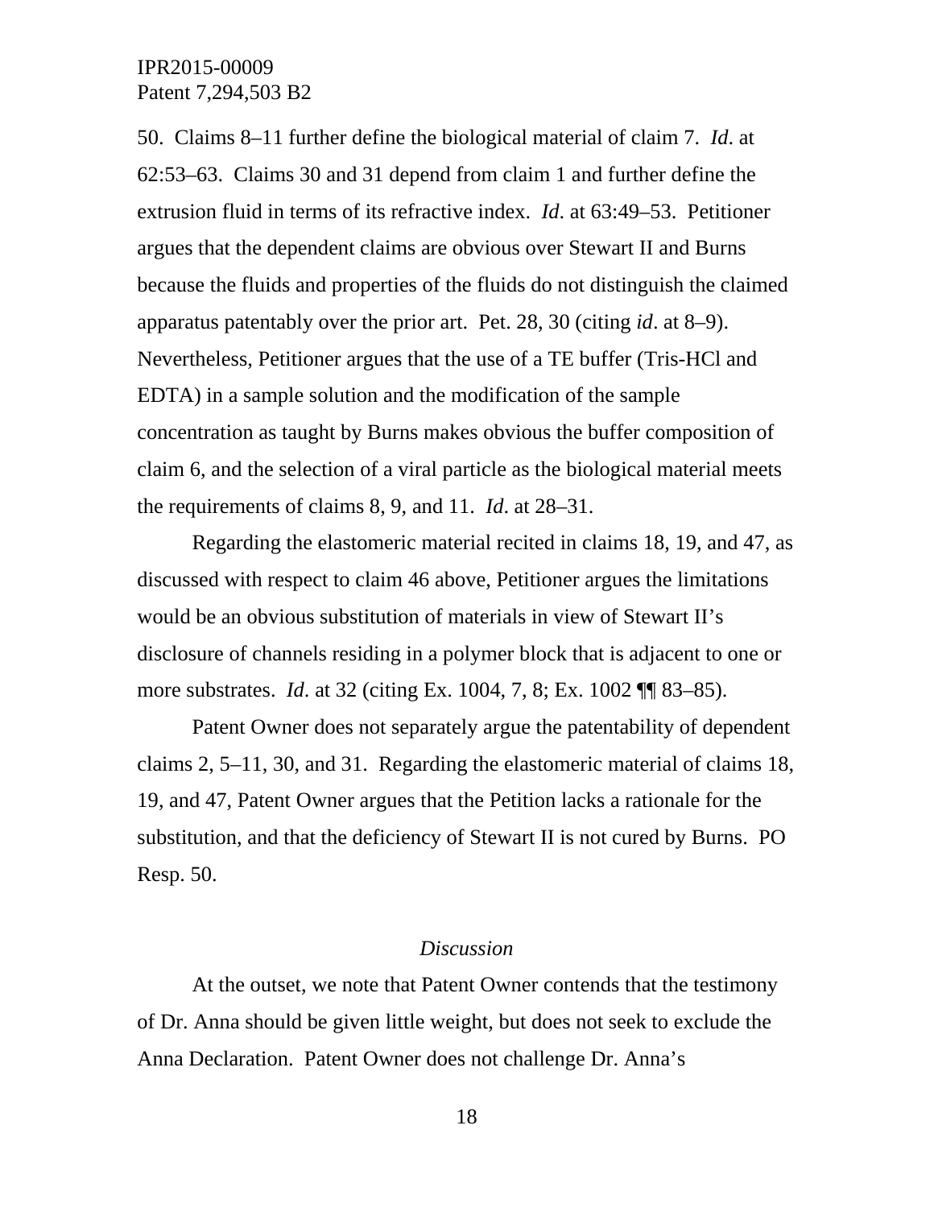50. Claims 8–11 further define the biological material of claim 7. *Id*. at 62:53–63. Claims 30 and 31 depend from claim 1 and further define the extrusion fluid in terms of its refractive index. *Id*. at 63:49–53. Petitioner argues that the dependent claims are obvious over Stewart II and Burns because the fluids and properties of the fluids do not distinguish the claimed apparatus patentably over the prior art. Pet. 28, 30 (citing *id*. at 8–9). Nevertheless, Petitioner argues that the use of a TE buffer (Tris-HCl and EDTA) in a sample solution and the modification of the sample concentration as taught by Burns makes obvious the buffer composition of claim 6, and the selection of a viral particle as the biological material meets the requirements of claims 8, 9, and 11. *Id*. at 28–31.

Regarding the elastomeric material recited in claims 18, 19, and 47, as discussed with respect to claim 46 above, Petitioner argues the limitations would be an obvious substitution of materials in view of Stewart II's disclosure of channels residing in a polymer block that is adjacent to one or more substrates. *Id*. at 32 (citing Ex. 1004, 7, 8; Ex. 1002 ¶¶ 83–85).

Patent Owner does not separately argue the patentability of dependent claims 2, 5–11, 30, and 31. Regarding the elastomeric material of claims 18, 19, and 47, Patent Owner argues that the Petition lacks a rationale for the substitution, and that the deficiency of Stewart II is not cured by Burns. PO Resp. 50.

*Discussion*

At the outset, we note that Patent Owner contends that the testimony of Dr. Anna should be given little weight, but does not seek to exclude the Anna Declaration. Patent Owner does not challenge Dr. Anna's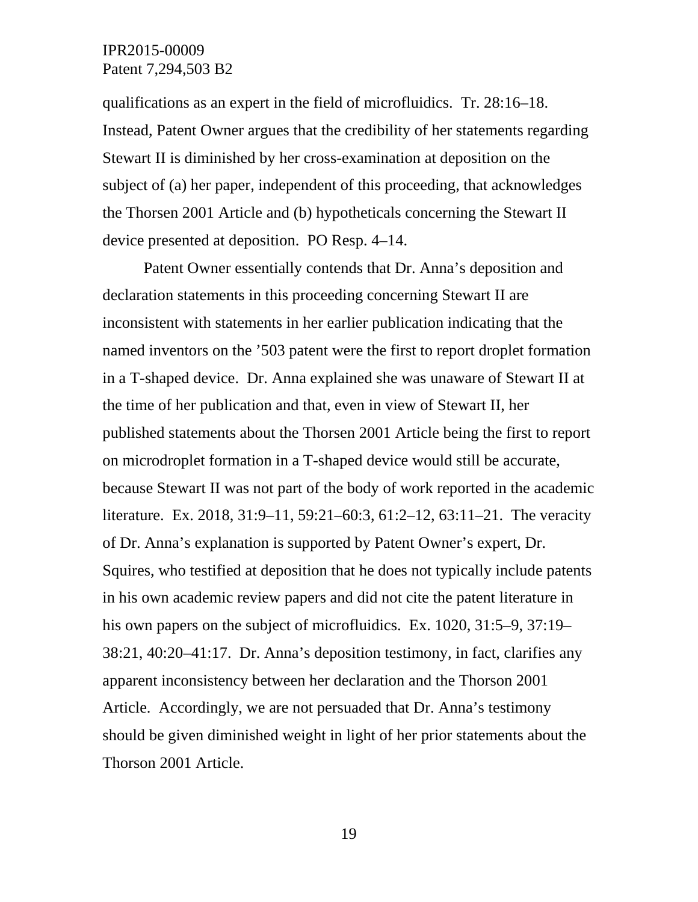qualifications as an expert in the field of microfluidics. Tr. 28:16–18. Instead, Patent Owner argues that the credibility of her statements regarding Stewart II is diminished by her cross-examination at deposition on the subject of (a) her paper, independent of this proceeding, that acknowledges the Thorsen 2001 Article and (b) hypotheticals concerning the Stewart II device presented at deposition. PO Resp. 4–14.

Patent Owner essentially contends that Dr. Anna's deposition and declaration statements in this proceeding concerning Stewart II are inconsistent with statements in her earlier publication indicating that the named inventors on the '503 patent were the first to report droplet formation in a T-shaped device. Dr. Anna explained she was unaware of Stewart II at the time of her publication and that, even in view of Stewart II, her published statements about the Thorsen 2001 Article being the first to report on microdroplet formation in a T-shaped device would still be accurate, because Stewart II was not part of the body of work reported in the academic literature. Ex. 2018, 31:9–11, 59:21–60:3, 61:2–12, 63:11–21. The veracity of Dr. Anna's explanation is supported by Patent Owner's expert, Dr. Squires, who testified at deposition that he does not typically include patents in his own academic review papers and did not cite the patent literature in his own papers on the subject of microfluidics. Ex. 1020, 31:5–9, 37:19–38:21, 40:20–41:17. Dr. Anna's deposition testimony, in fact, clarifies any apparent inconsistency between her declaration and the Thorson 2001 Article. Accordingly, we are not persuaded that Dr. Anna's testimony should be given diminished weight in light of her prior statements about the Thorson 2001 Article.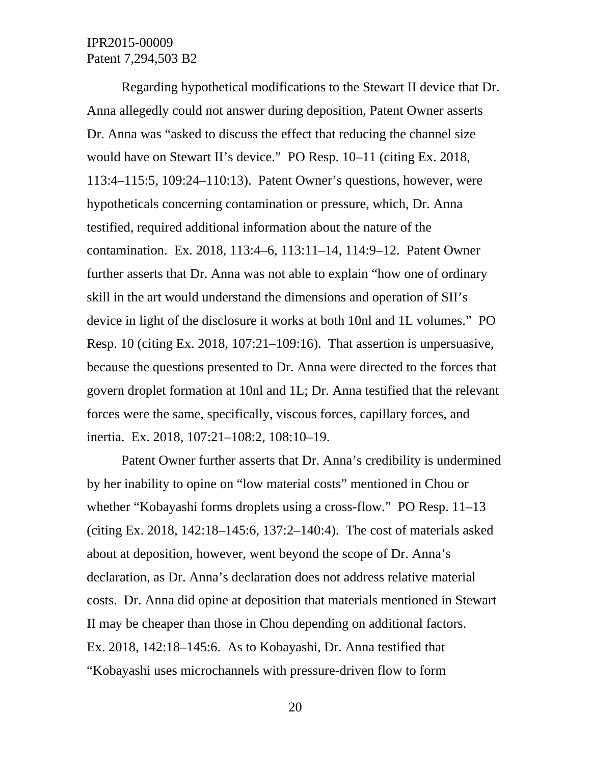Regarding hypothetical modifications to the Stewart II device that Dr. Anna allegedly could not answer during deposition, Patent Owner asserts Dr. Anna was "asked to discuss the effect that reducing the channel size would have on Stewart II's device." PO Resp. 10–11 (citing Ex. 2018, 113:4–115:5, 109:24–110:13). Patent Owner's questions, however, were hypotheticals concerning contamination or pressure, which, Dr. Anna testified, required additional information about the nature of the contamination. Ex. 2018, 113:4–6, 113:11–14, 114:9–12. Patent Owner further asserts that Dr. Anna was not able to explain "how one of ordinary skill in the art would understand the dimensions and operation of SII's device in light of the disclosure it works at both 10nl and 1L volumes." PO Resp. 10 (citing Ex. 2018, 107:21–109:16). That assertion is unpersuasive, because the questions presented to Dr. Anna were directed to the forces that govern droplet formation at 10nl and 1L; Dr. Anna testified that the relevant forces were the same, specifically, viscous forces, capillary forces, and inertia. Ex. 2018, 107:21–108:2, 108:10–19.

Patent Owner further asserts that Dr. Anna's credibility is undermined by her inability to opine on "low material costs" mentioned in Chou or whether "Kobayashi forms droplets using a cross-flow." PO Resp. 11–13 (citing Ex. 2018, 142:18–145:6, 137:2–140:4). The cost of materials asked about at deposition, however, went beyond the scope of Dr. Anna's declaration, as Dr. Anna's declaration does not address relative material costs. Dr. Anna did opine at deposition that materials mentioned in Stewart II may be cheaper than those in Chou depending on additional factors. Ex. 2018, 142:18–145:6. As to Kobayashi, Dr. Anna testified that "Kobayashi uses microchannels with pressure-driven flow to form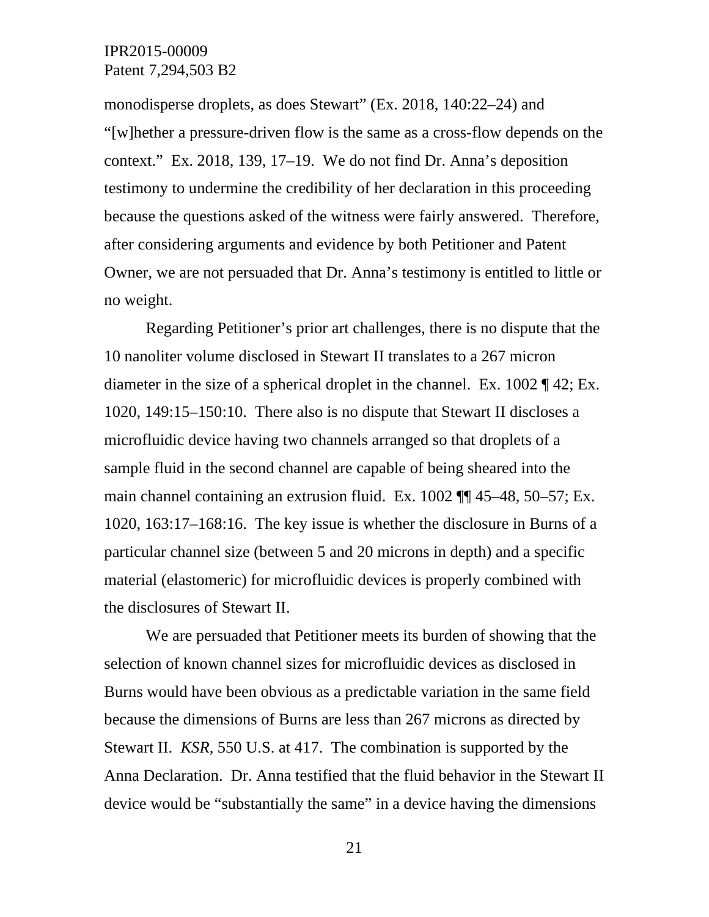monodisperse droplets, as does Stewart" (Ex. 2018, 140:22–24) and "[w]hether a pressure-driven flow is the same as a cross-flow depends on the context." Ex. 2018, 139, 17–19. We do not find Dr. Anna's deposition testimony to undermine the credibility of her declaration in this proceeding because the questions asked of the witness were fairly answered. Therefore, after considering arguments and evidence by both Petitioner and Patent Owner, we are not persuaded that Dr. Anna's testimony is entitled to little or no weight.

Regarding Petitioner's prior art challenges, there is no dispute that the 10 nanoliter volume disclosed in Stewart II translates to a 267 micron diameter in the size of a spherical droplet in the channel. Ex. 1002 ¶ 42; Ex. 1020, 149:15–150:10. There also is no dispute that Stewart II discloses a microfluidic device having two channels arranged so that droplets of a sample fluid in the second channel are capable of being sheared into the main channel containing an extrusion fluid. Ex. 1002 ¶¶ 45–48, 50–57; Ex. 1020, 163:17–168:16. The key issue is whether the disclosure in Burns of a particular channel size (between 5 and 20 microns in depth) and a specific material (elastomeric) for microfluidic devices is properly combined with the disclosures of Stewart II.

We are persuaded that Petitioner meets its burden of showing that the selection of known channel sizes for microfluidic devices as disclosed in Burns would have been obvious as a predictable variation in the same field because the dimensions of Burns are less than 267 microns as directed by Stewart II. *KSR*, 550 U.S. at 417. The combination is supported by the Anna Declaration. Dr. Anna testified that the fluid behavior in the Stewart II device would be "substantially the same" in a device having the dimensions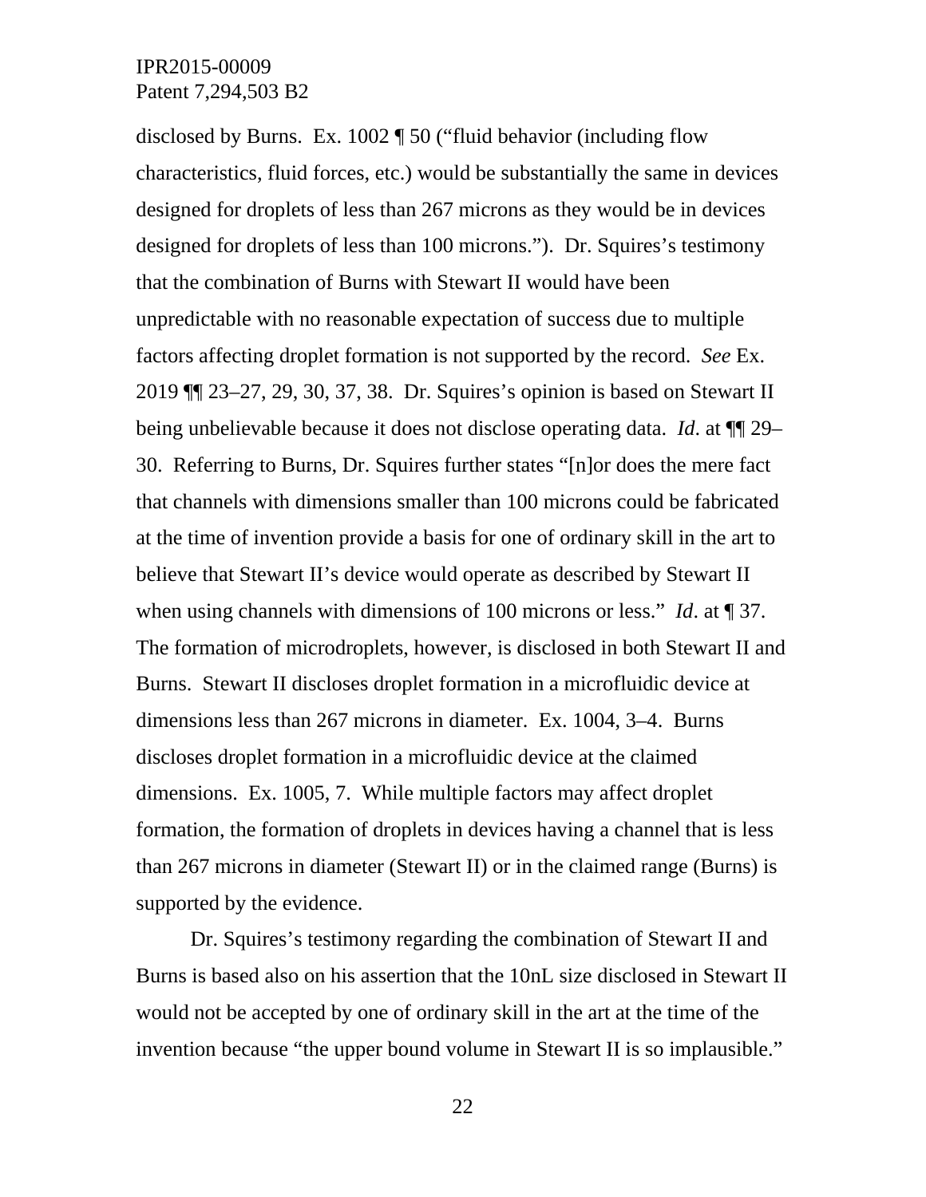disclosed by Burns. Ex. 1002 ¶ 50 ("fluid behavior (including flow characteristics, fluid forces, etc.) would be substantially the same in devices designed for droplets of less than 267 microns as they would be in devices designed for droplets of less than 100 microns."). Dr. Squires's testimony that the combination of Burns with Stewart II would have been unpredictable with no reasonable expectation of success due to multiple factors affecting droplet formation is not supported by the record. *See* Ex. 2019 ¶¶ 23–27, 29, 30, 37, 38. Dr. Squires's opinion is based on Stewart II being unbelievable because it does not disclose operating data. *Id*. at ¶¶ 29–30. Referring to Burns, Dr. Squires further states "[n]or does the mere fact that channels with dimensions smaller than 100 microns could be fabricated at the time of invention provide a basis for one of ordinary skill in the art to believe that Stewart II's device would operate as described by Stewart II when using channels with dimensions of 100 microns or less." *Id*. at ¶ 37. The formation of microdroplets, however, is disclosed in both Stewart II and Burns. Stewart II discloses droplet formation in a microfluidic device at dimensions less than 267 microns in diameter. Ex. 1004, 3–4. Burns discloses droplet formation in a microfluidic device at the claimed dimensions. Ex. 1005, 7. While multiple factors may affect droplet formation, the formation of droplets in devices having a channel that is less than 267 microns in diameter (Stewart II) or in the claimed range (Burns) is supported by the evidence.

Dr. Squires's testimony regarding the combination of Stewart II and Burns is based also on his assertion that the 10nL size disclosed in Stewart II would not be accepted by one of ordinary skill in the art at the time of the invention because "the upper bound volume in Stewart II is so implausible."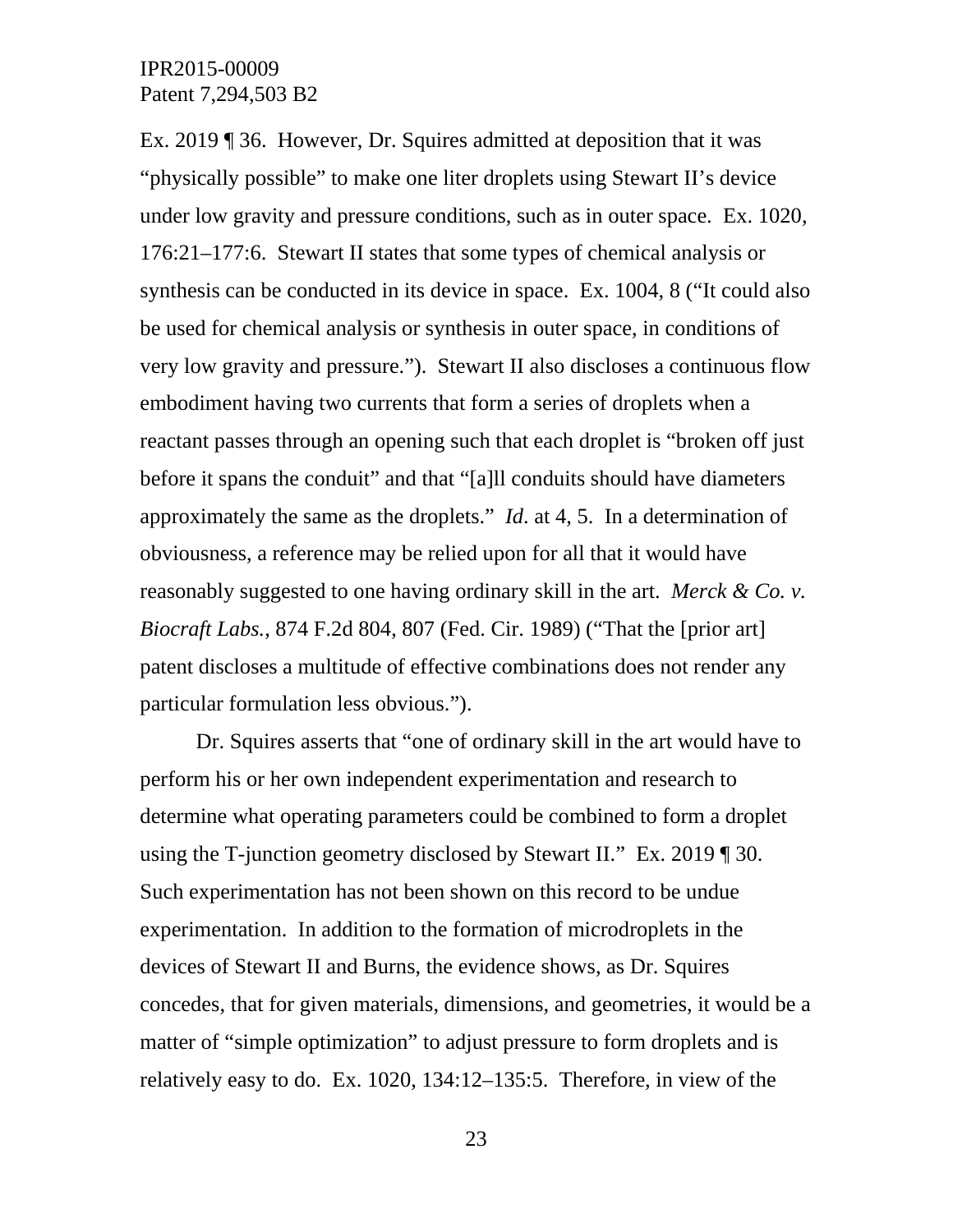Ex. 2019 ¶ 36. However, Dr. Squires admitted at deposition that it was "physically possible" to make one liter droplets using Stewart II's device under low gravity and pressure conditions, such as in outer space. Ex. 1020, 176:21–177:6. Stewart II states that some types of chemical analysis or synthesis can be conducted in its device in space. Ex. 1004, 8 ("It could also be used for chemical analysis or synthesis in outer space, in conditions of very low gravity and pressure."). Stewart II also discloses a continuous flow embodiment having two currents that form a series of droplets when a reactant passes through an opening such that each droplet is "broken off just before it spans the conduit" and that "[a]ll conduits should have diameters approximately the same as the droplets." *Id*. at 4, 5. In a determination of obviousness, a reference may be relied upon for all that it would have reasonably suggested to one having ordinary skill in the art. *Merck & Co. v. Biocraft Labs.*, 874 F.2d 804, 807 (Fed. Cir. 1989) ("That the [prior art] patent discloses a multitude of effective combinations does not render any particular formulation less obvious.").

Dr. Squires asserts that "one of ordinary skill in the art would have to perform his or her own independent experimentation and research to determine what operating parameters could be combined to form a droplet using the T-junction geometry disclosed by Stewart II." Ex. 2019 ¶ 30. Such experimentation has not been shown on this record to be undue experimentation. In addition to the formation of microdroplets in the devices of Stewart II and Burns, the evidence shows, as Dr. Squires concedes, that for given materials, dimensions, and geometries, it would be a matter of "simple optimization" to adjust pressure to form droplets and is relatively easy to do. Ex. 1020, 134:12–135:5. Therefore, in view of the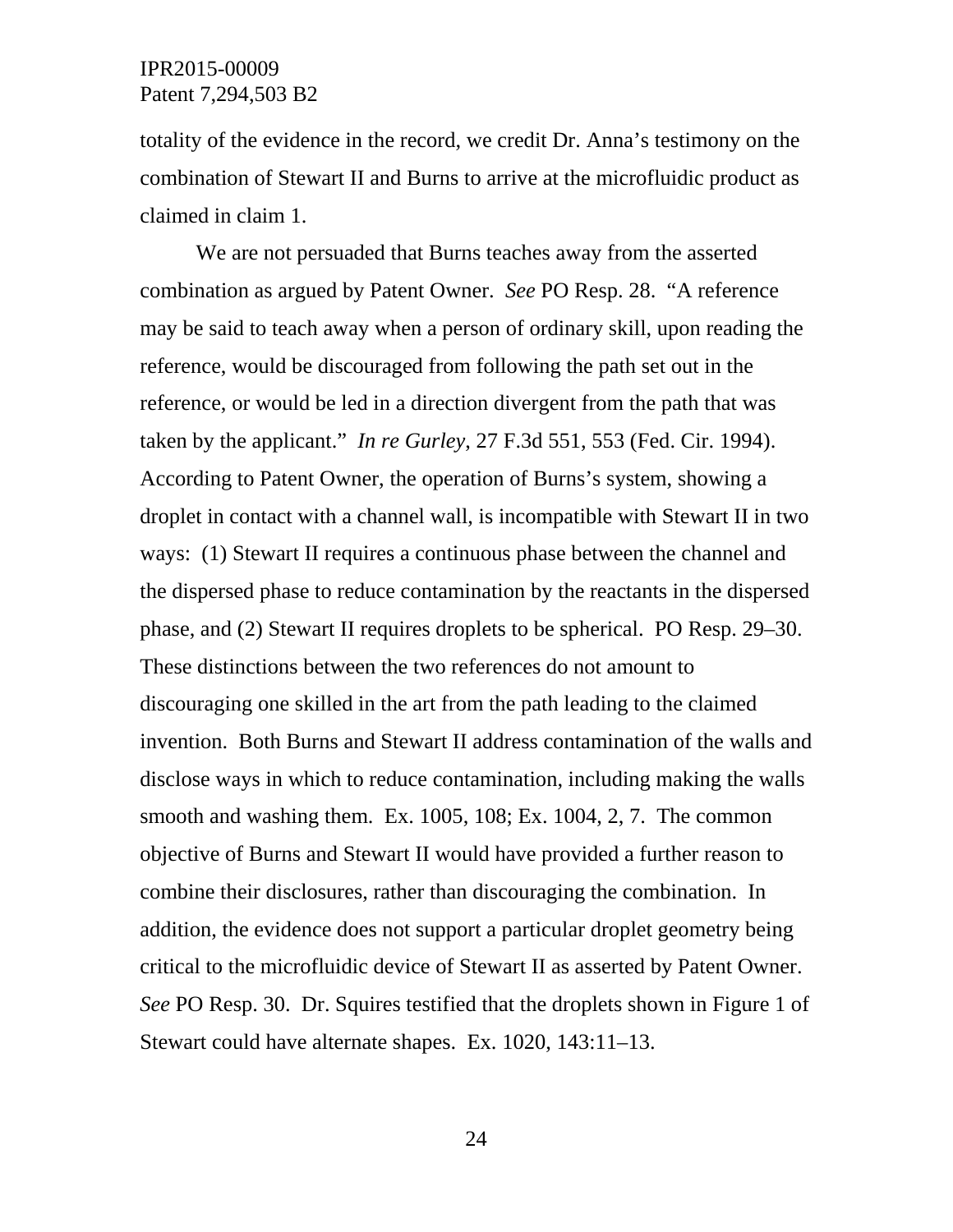totality of the evidence in the record, we credit Dr. Anna's testimony on the combination of Stewart II and Burns to arrive at the microfluidic product as claimed in claim 1.

We are not persuaded that Burns teaches away from the asserted combination as argued by Patent Owner. *See* PO Resp. 28. "A reference may be said to teach away when a person of ordinary skill, upon reading the reference, would be discouraged from following the path set out in the reference, or would be led in a direction divergent from the path that was taken by the applicant." *In re Gurley*, 27 F.3d 551, 553 (Fed. Cir. 1994). According to Patent Owner, the operation of Burns's system, showing a droplet in contact with a channel wall, is incompatible with Stewart II in two ways: (1) Stewart II requires a continuous phase between the channel and the dispersed phase to reduce contamination by the reactants in the dispersed phase, and (2) Stewart II requires droplets to be spherical. PO Resp. 29–30. These distinctions between the two references do not amount to discouraging one skilled in the art from the path leading to the claimed invention. Both Burns and Stewart II address contamination of the walls and disclose ways in which to reduce contamination, including making the walls smooth and washing them. Ex. 1005, 108; Ex. 1004, 2, 7. The common objective of Burns and Stewart II would have provided a further reason to combine their disclosures, rather than discouraging the combination. In addition, the evidence does not support a particular droplet geometry being critical to the microfluidic device of Stewart II as asserted by Patent Owner. *See* PO Resp. 30. Dr. Squires testified that the droplets shown in Figure 1 of Stewart could have alternate shapes. Ex. 1020, 143:11–13.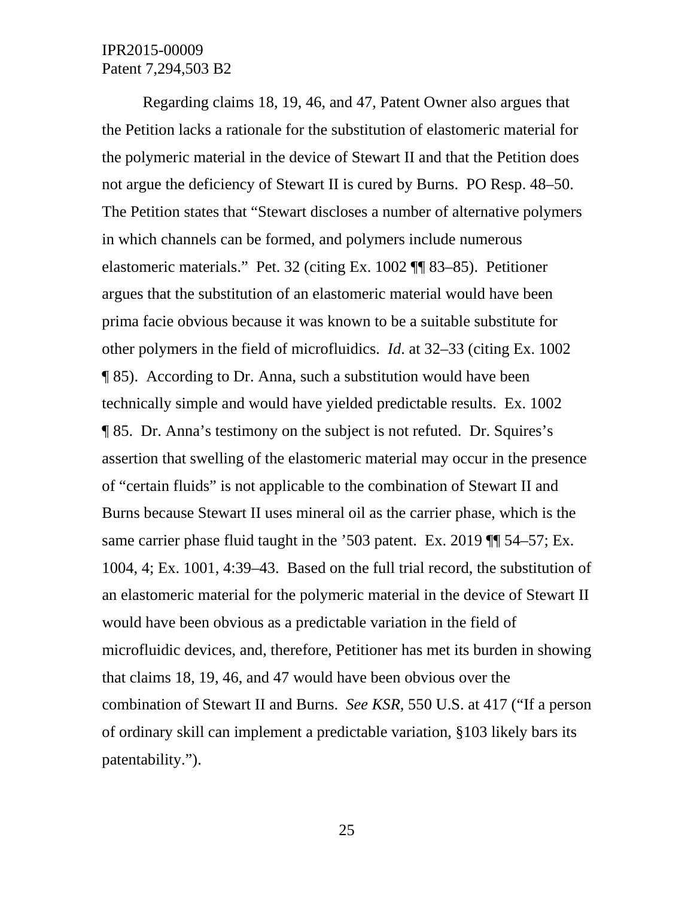Regarding claims 18, 19, 46, and 47, Patent Owner also argues that the Petition lacks a rationale for the substitution of elastomeric material for the polymeric material in the device of Stewart II and that the Petition does not argue the deficiency of Stewart II is cured by Burns. PO Resp. 48–50. The Petition states that "Stewart discloses a number of alternative polymers in which channels can be formed, and polymers include numerous elastomeric materials." Pet. 32 (citing Ex. 1002 ¶¶ 83–85). Petitioner argues that the substitution of an elastomeric material would have been prima facie obvious because it was known to be a suitable substitute for other polymers in the field of microfluidics. *Id*. at 32–33 (citing Ex. 1002 ¶ 85). According to Dr. Anna, such a substitution would have been technically simple and would have yielded predictable results. Ex. 1002 ¶ 85. Dr. Anna's testimony on the subject is not refuted. Dr. Squires's assertion that swelling of the elastomeric material may occur in the presence of "certain fluids" is not applicable to the combination of Stewart II and Burns because Stewart II uses mineral oil as the carrier phase, which is the same carrier phase fluid taught in the '503 patent. Ex. 2019 ¶¶ 54–57; Ex. 1004, 4; Ex. 1001, 4:39–43. Based on the full trial record, the substitution of an elastomeric material for the polymeric material in the device of Stewart II would have been obvious as a predictable variation in the field of microfluidic devices, and, therefore, Petitioner has met its burden in showing that claims 18, 19, 46, and 47 would have been obvious over the combination of Stewart II and Burns. *See KSR*, 550 U.S. at 417 ("If a person of ordinary skill can implement a predictable variation, §103 likely bars its patentability.").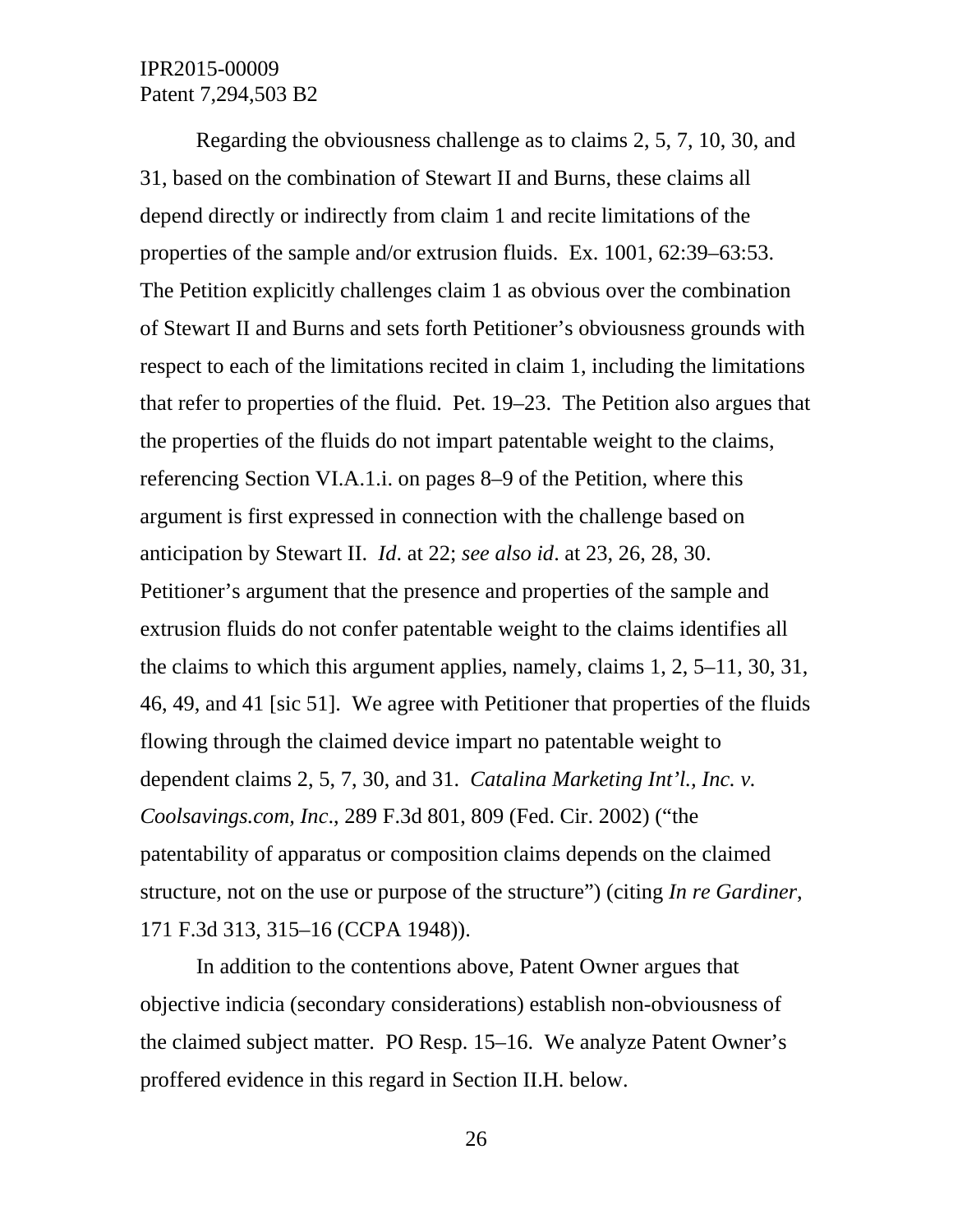Regarding the obviousness challenge as to claims 2, 5, 7, 10, 30, and 31, based on the combination of Stewart II and Burns, these claims all depend directly or indirectly from claim 1 and recite limitations of the properties of the sample and/or extrusion fluids. Ex. 1001, 62:39–63:53. The Petition explicitly challenges claim 1 as obvious over the combination of Stewart II and Burns and sets forth Petitioner's obviousness grounds with respect to each of the limitations recited in claim 1, including the limitations that refer to properties of the fluid. Pet. 19–23. The Petition also argues that the properties of the fluids do not impart patentable weight to the claims, referencing Section VI.A.1.i. on pages 8–9 of the Petition, where this argument is first expressed in connection with the challenge based on anticipation by Stewart II. *Id*. at 22; *see also id*. at 23, 26, 28, 30. Petitioner's argument that the presence and properties of the sample and extrusion fluids do not confer patentable weight to the claims identifies all the claims to which this argument applies, namely, claims 1, 2, 5–11, 30, 31, 46, 49, and 41 [sic 51]. We agree with Petitioner that properties of the fluids flowing through the claimed device impart no patentable weight to dependent claims 2, 5, 7, 30, and 31. *Catalina Marketing Int'l., Inc. v. Coolsavings.com, Inc*., 289 F.3d 801, 809 (Fed. Cir. 2002) ("the patentability of apparatus or composition claims depends on the claimed structure, not on the use or purpose of the structure") (citing *In re Gardiner*, 171 F.3d 313, 315–16 (CCPA 1948)).

In addition to the contentions above, Patent Owner argues that objective indicia (secondary considerations) establish non-obviousness of the claimed subject matter. PO Resp. 15–16. We analyze Patent Owner's proffered evidence in this regard in Section II.H. below.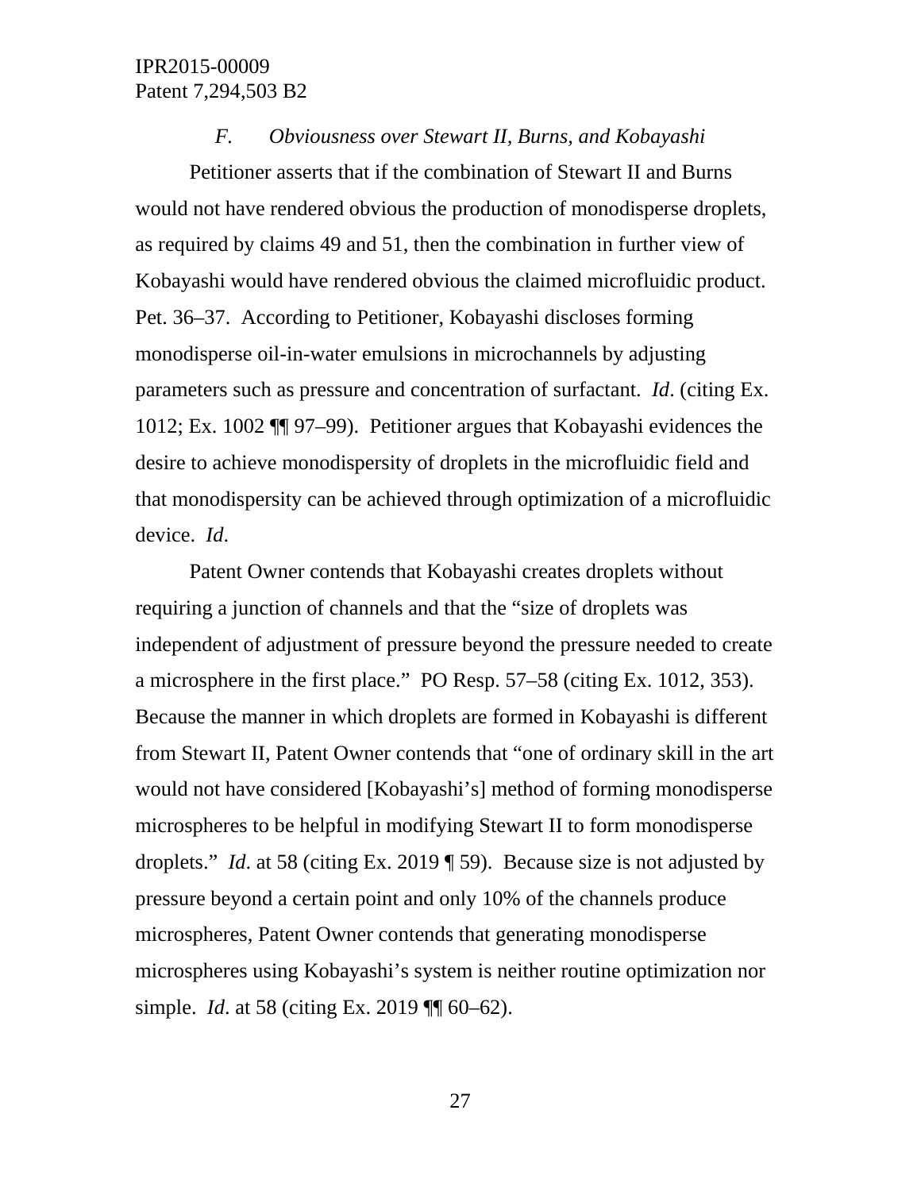### *F. Obviousness over Stewart II, Burns, and Kobayashi*

Petitioner asserts that if the combination of Stewart II and Burns would not have rendered obvious the production of monodisperse droplets, as required by claims 49 and 51, then the combination in further view of Kobayashi would have rendered obvious the claimed microfluidic product. Pet. 36–37. According to Petitioner, Kobayashi discloses forming monodisperse oil-in-water emulsions in microchannels by adjusting parameters such as pressure and concentration of surfactant. *Id*. (citing Ex. 1012; Ex. 1002 ¶¶ 97–99). Petitioner argues that Kobayashi evidences the desire to achieve monodispersity of droplets in the microfluidic field and that monodispersity can be achieved through optimization of a microfluidic device. *Id*.

Patent Owner contends that Kobayashi creates droplets without requiring a junction of channels and that the "size of droplets was independent of adjustment of pressure beyond the pressure needed to create a microsphere in the first place." PO Resp. 57–58 (citing Ex. 1012, 353). Because the manner in which droplets are formed in Kobayashi is different from Stewart II, Patent Owner contends that "one of ordinary skill in the art would not have considered [Kobayashi's] method of forming monodisperse microspheres to be helpful in modifying Stewart II to form monodisperse droplets." *Id*. at 58 (citing Ex. 2019 ¶ 59). Because size is not adjusted by pressure beyond a certain point and only 10% of the channels produce microspheres, Patent Owner contends that generating monodisperse microspheres using Kobayashi's system is neither routine optimization nor simple. *Id*. at 58 (citing Ex. 2019 ¶¶ 60–62).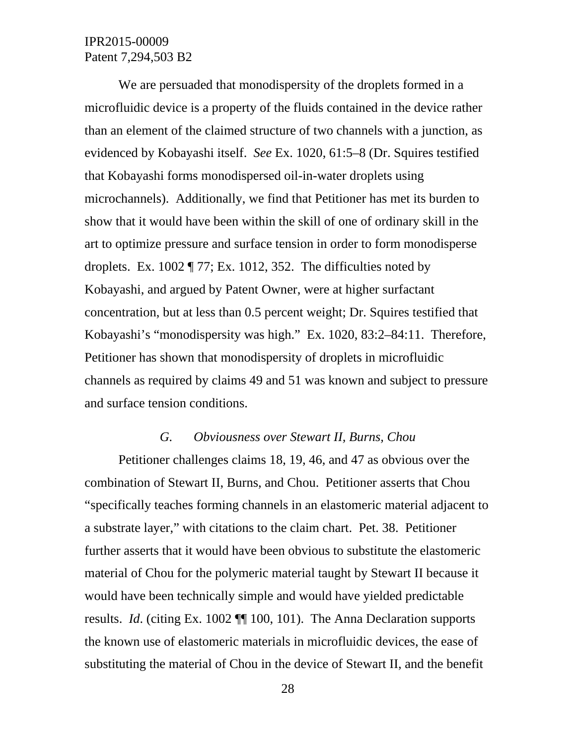We are persuaded that monodispersity of the droplets formed in a microfluidic device is a property of the fluids contained in the device rather than an element of the claimed structure of two channels with a junction, as evidenced by Kobayashi itself. *See* Ex. 1020, 61:5–8 (Dr. Squires testified that Kobayashi forms monodispersed oil-in-water droplets using microchannels). Additionally, we find that Petitioner has met its burden to show that it would have been within the skill of one of ordinary skill in the art to optimize pressure and surface tension in order to form monodisperse droplets. Ex. 1002 ¶ 77; Ex. 1012, 352. The difficulties noted by Kobayashi, and argued by Patent Owner, were at higher surfactant concentration, but at less than 0.5 percent weight; Dr. Squires testified that Kobayashi's "monodispersity was high." Ex. 1020, 83:2–84:11. Therefore, Petitioner has shown that monodispersity of droplets in microfluidic channels as required by claims 49 and 51 was known and subject to pressure and surface tension conditions.

### *G. Obviousness over Stewart II, Burns, Chou*

Petitioner challenges claims 18, 19, 46, and 47 as obvious over the combination of Stewart II, Burns, and Chou. Petitioner asserts that Chou "specifically teaches forming channels in an elastomeric material adjacent to a substrate layer," with citations to the claim chart. Pet. 38. Petitioner further asserts that it would have been obvious to substitute the elastomeric material of Chou for the polymeric material taught by Stewart II because it would have been technically simple and would have yielded predictable results. *Id.* (citing Ex. 1002 ¶¶ 100, 101). The Anna Declaration supports the known use of elastomeric materials in microfluidic devices, the ease of substituting the material of Chou in the device of Stewart II, and the benefit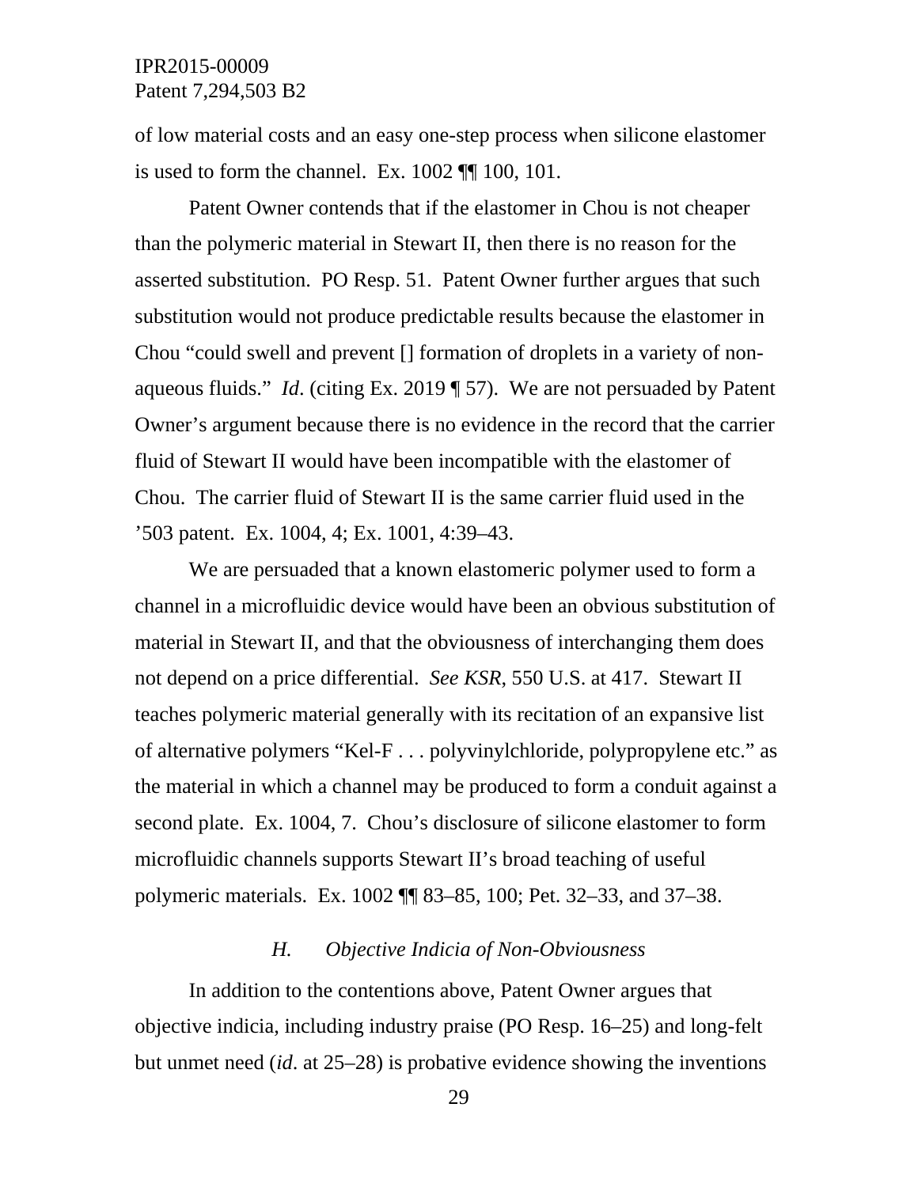of low material costs and an easy one-step process when silicone elastomer is used to form the channel. Ex. 1002 ¶¶ 100, 101.

Patent Owner contends that if the elastomer in Chou is not cheaper than the polymeric material in Stewart II, then there is no reason for the asserted substitution. PO Resp. 51. Patent Owner further argues that such substitution would not produce predictable results because the elastomer in Chou "could swell and prevent [] formation of droplets in a variety of non-aqueous fluids." *Id*. (citing Ex. 2019 ¶ 57). We are not persuaded by Patent Owner's argument because there is no evidence in the record that the carrier fluid of Stewart II would have been incompatible with the elastomer of Chou. The carrier fluid of Stewart II is the same carrier fluid used in the '503 patent. Ex. 1004, 4; Ex. 1001, 4:39–43.

We are persuaded that a known elastomeric polymer used to form a channel in a microfluidic device would have been an obvious substitution of material in Stewart II, and that the obviousness of interchanging them does not depend on a price differential. *See KSR*, 550 U.S. at 417. Stewart II teaches polymeric material generally with its recitation of an expansive list of alternative polymers "Kel-F . . . polyvinylchloride, polypropylene etc." as the material in which a channel may be produced to form a conduit against a second plate. Ex. 1004, 7. Chou's disclosure of silicone elastomer to form microfluidic channels supports Stewart II's broad teaching of useful polymeric materials. Ex. 1002 ¶¶ 83–85, 100; Pet. 32–33, and 37–38.

### *H. Objective Indicia of Non-Obviousness*

In addition to the contentions above, Patent Owner argues that objective indicia, including industry praise (PO Resp. 16–25) and long-felt but unmet need (*id*. at 25–28) is probative evidence showing the inventions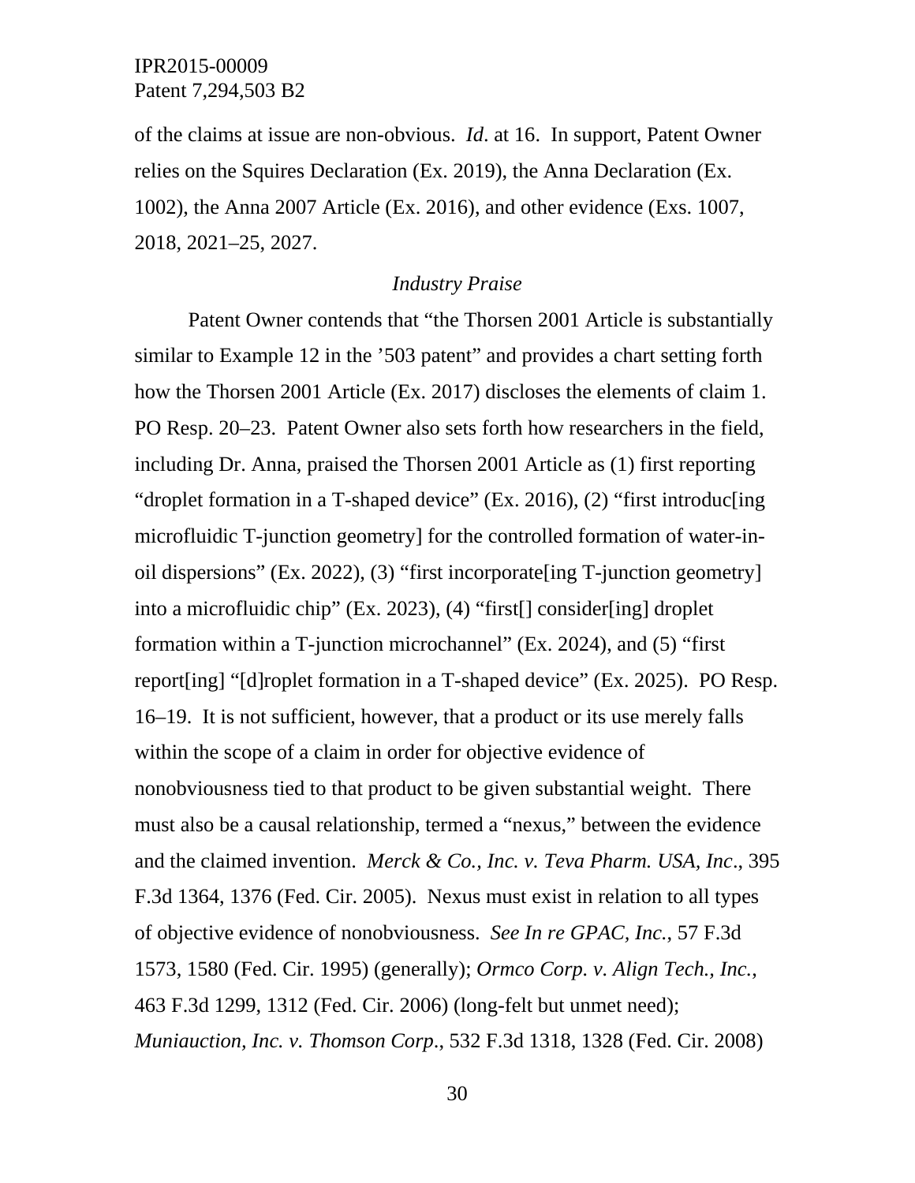of the claims at issue are non-obvious. *Id*. at 16. In support, Patent Owner relies on the Squires Declaration (Ex. 2019), the Anna Declaration (Ex. 1002), the Anna 2007 Article (Ex. 2016), and other evidence (Exs. 1007, 2018, 2021–25, 2027.

*Industry Praise*

Patent Owner contends that "the Thorsen 2001 Article is substantially similar to Example 12 in the '503 patent" and provides a chart setting forth how the Thorsen 2001 Article (Ex. 2017) discloses the elements of claim 1. PO Resp. 20–23. Patent Owner also sets forth how researchers in the field, including Dr. Anna, praised the Thorsen 2001 Article as (1) first reporting "droplet formation in a T-shaped device" (Ex. 2016), (2) "first introduc[ing microfluidic T-junction geometry] for the controlled formation of water-in-oil dispersions" (Ex. 2022), (3) "first incorporate[ing T-junction geometry] into a microfluidic chip" (Ex. 2023), (4) "first[] consider[ing] droplet formation within a T-junction microchannel" (Ex. 2024), and (5) "first report[ing] "[d]roplet formation in a T-shaped device" (Ex. 2025). PO Resp. 16–19. It is not sufficient, however, that a product or its use merely falls within the scope of a claim in order for objective evidence of nonobviousness tied to that product to be given substantial weight. There must also be a causal relationship, termed a "nexus," between the evidence and the claimed invention. *Merck & Co., Inc. v. Teva Pharm. USA, Inc*., 395 F.3d 1364, 1376 (Fed. Cir. 2005). Nexus must exist in relation to all types of objective evidence of nonobviousness. *See In re GPAC, Inc.*, 57 F.3d 1573, 1580 (Fed. Cir. 1995) (generally); *Ormco Corp. v. Align Tech., Inc.*, 463 F.3d 1299, 1312 (Fed. Cir. 2006) (long-felt but unmet need); *Muniauction, Inc. v. Thomson Corp.*, 532 F.3d 1318, 1328 (Fed. Cir. 2008)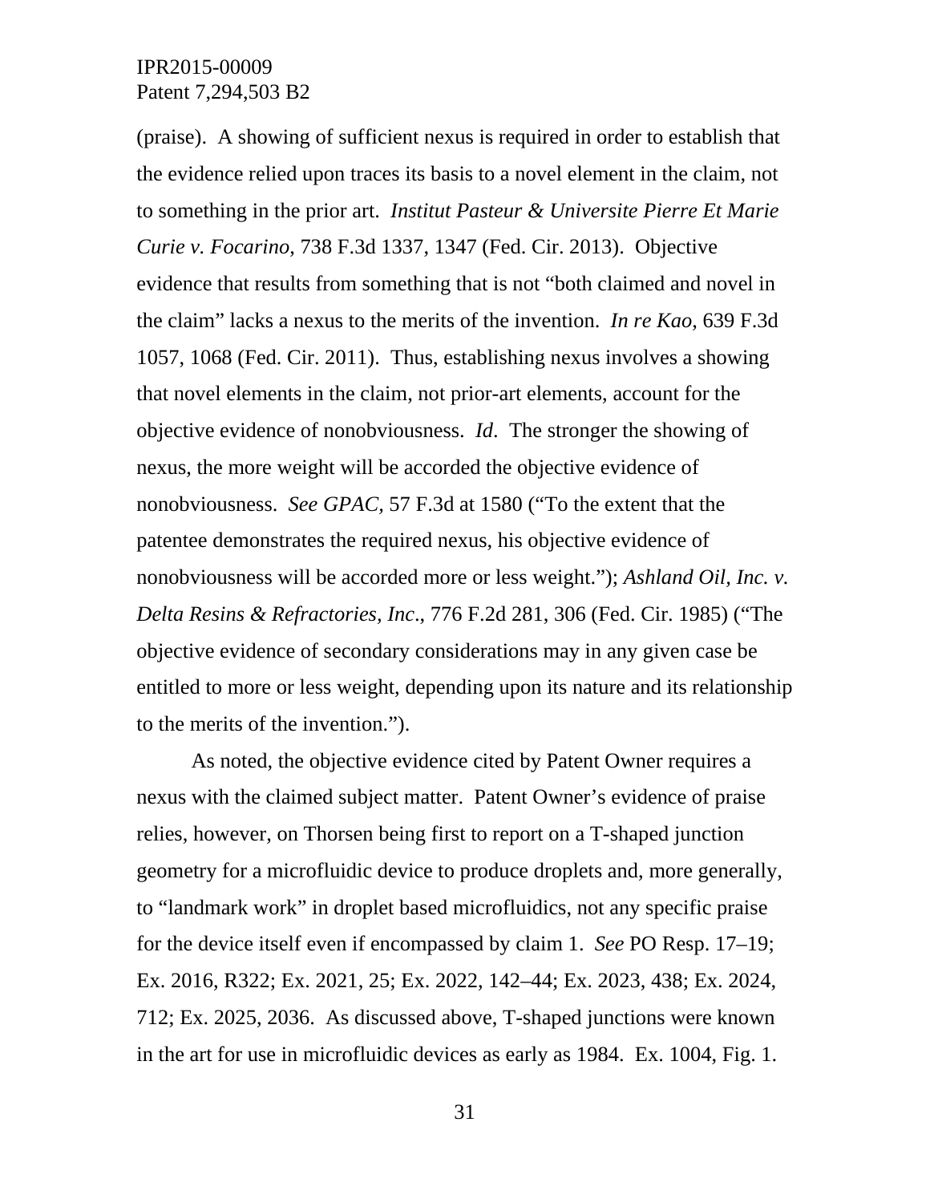(praise). A showing of sufficient nexus is required in order to establish that the evidence relied upon traces its basis to a novel element in the claim, not to something in the prior art. *Institut Pasteur & Universite Pierre Et Marie Curie v. Focarino*, 738 F.3d 1337, 1347 (Fed. Cir. 2013). Objective evidence that results from something that is not "both claimed and novel in the claim" lacks a nexus to the merits of the invention. *In re Kao*, 639 F.3d 1057, 1068 (Fed. Cir. 2011). Thus, establishing nexus involves a showing that novel elements in the claim, not prior-art elements, account for the objective evidence of nonobviousness. *Id*. The stronger the showing of nexus, the more weight will be accorded the objective evidence of nonobviousness. *See GPAC*, 57 F.3d at 1580 ("To the extent that the patentee demonstrates the required nexus, his objective evidence of nonobviousness will be accorded more or less weight."); *Ashland Oil, Inc. v. Delta Resins & Refractories, Inc*., 776 F.2d 281, 306 (Fed. Cir. 1985) ("The objective evidence of secondary considerations may in any given case be entitled to more or less weight, depending upon its nature and its relationship to the merits of the invention.").

As noted, the objective evidence cited by Patent Owner requires a nexus with the claimed subject matter. Patent Owner's evidence of praise relies, however, on Thorsen being first to report on a T-shaped junction geometry for a microfluidic device to produce droplets and, more generally, to "landmark work" in droplet based microfluidics, not any specific praise for the device itself even if encompassed by claim 1. *See* PO Resp. 17–19; Ex. 2016, R322; Ex. 2021, 25; Ex. 2022, 142–44; Ex. 2023, 438; Ex. 2024, 712; Ex. 2025, 2036. As discussed above, T-shaped junctions were known in the art for use in microfluidic devices as early as 1984. Ex. 1004, Fig. 1.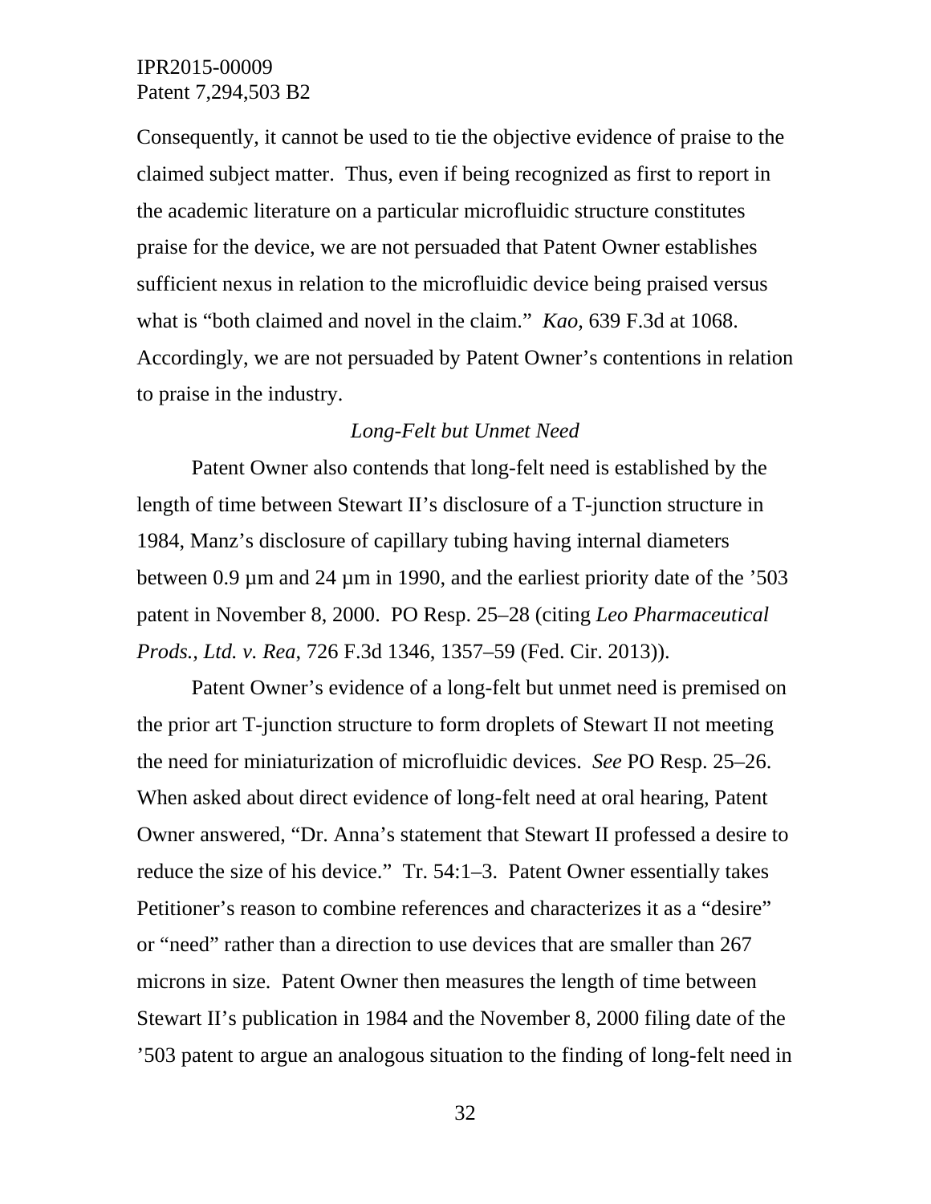Consequently, it cannot be used to tie the objective evidence of praise to the claimed subject matter. Thus, even if being recognized as first to report in the academic literature on a particular microfluidic structure constitutes praise for the device, we are not persuaded that Patent Owner establishes sufficient nexus in relation to the microfluidic device being praised versus what is "both claimed and novel in the claim." *Kao*, 639 F.3d at 1068. Accordingly, we are not persuaded by Patent Owner's contentions in relation to praise in the industry.

*Long-Felt but Unmet Need*

Patent Owner also contends that long-felt need is established by the length of time between Stewart II's disclosure of a T-junction structure in 1984, Manz's disclosure of capillary tubing having internal diameters between 0.9 µm and 24 µm in 1990, and the earliest priority date of the '503 patent in November 8, 2000. PO Resp. 25–28 (citing *Leo Pharmaceutical Prods., Ltd. v. Rea*, 726 F.3d 1346, 1357–59 (Fed. Cir. 2013)).

Patent Owner's evidence of a long-felt but unmet need is premised on the prior art T-junction structure to form droplets of Stewart II not meeting the need for miniaturization of microfluidic devices. *See* PO Resp. 25–26. When asked about direct evidence of long-felt need at oral hearing, Patent Owner answered, "Dr. Anna's statement that Stewart II professed a desire to reduce the size of his device." Tr. 54:1–3. Patent Owner essentially takes Petitioner's reason to combine references and characterizes it as a "desire" or "need" rather than a direction to use devices that are smaller than 267 microns in size. Patent Owner then measures the length of time between Stewart II's publication in 1984 and the November 8, 2000 filing date of the '503 patent to argue an analogous situation to the finding of long-felt need in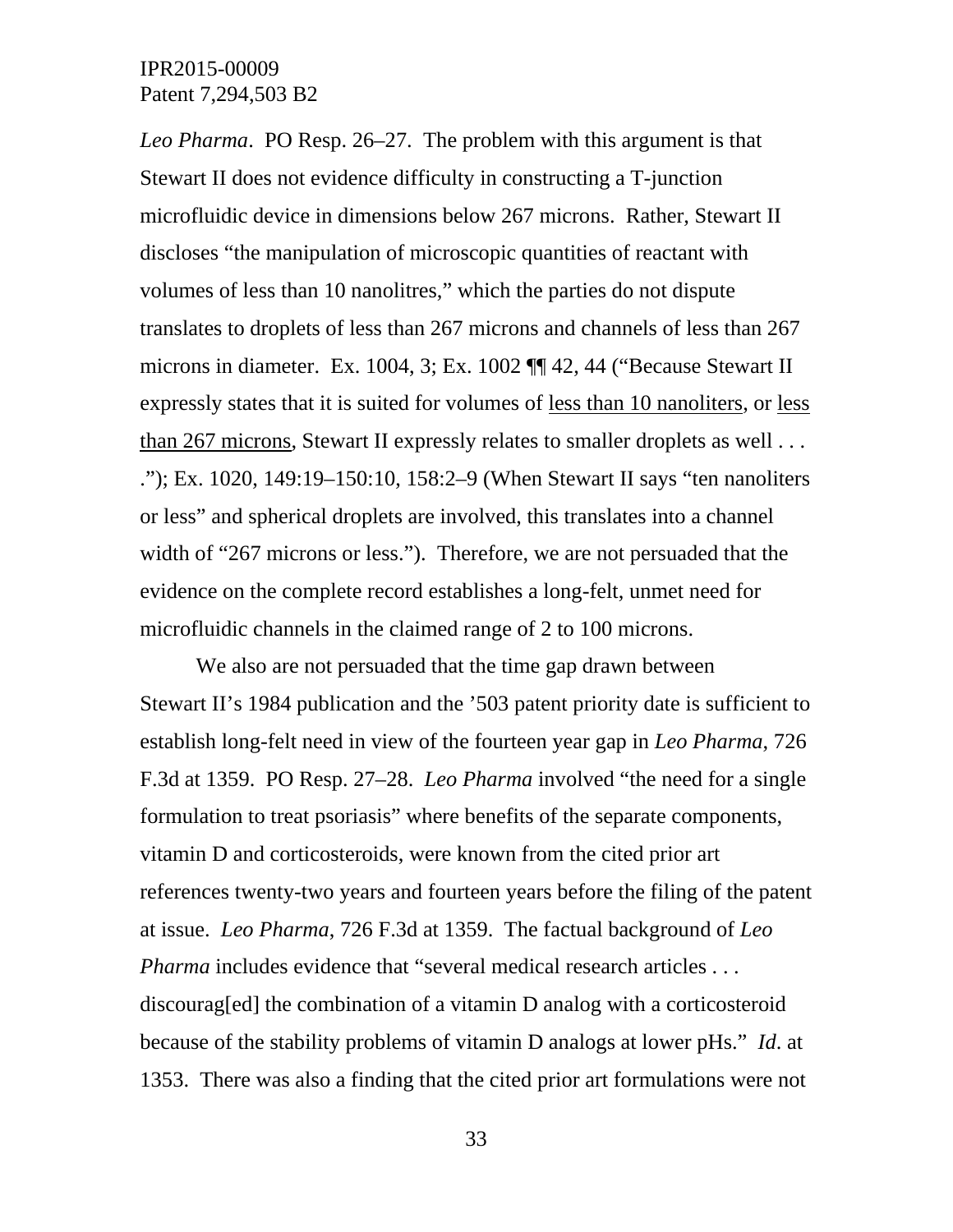*Leo Pharma*. PO Resp. 26–27. The problem with this argument is that Stewart II does not evidence difficulty in constructing a T-junction microfluidic device in dimensions below 267 microns. Rather, Stewart II discloses "the manipulation of microscopic quantities of reactant with volumes of less than 10 nanolitres," which the parties do not dispute translates to droplets of less than 267 microns and channels of less than 267 microns in diameter. Ex. 1004, 3; Ex. 1002 ¶¶ 42, 44 ("Because Stewart II expressly states that it is suited for volumes of <u>less than 10 nanoliters</u>, or <u>less than 267 microns</u>, Stewart II expressly relates to smaller droplets as well . . . ."); Ex. 1020, 149:19–150:10, 158:2–9 (When Stewart II says "ten nanoliters or less" and spherical droplets are involved, this translates into a channel width of "267 microns or less."). Therefore, we are not persuaded that the evidence on the complete record establishes a long-felt, unmet need for microfluidic channels in the claimed range of 2 to 100 microns.

We also are not persuaded that the time gap drawn between Stewart II's 1984 publication and the '503 patent priority date is sufficient to establish long-felt need in view of the fourteen year gap in *Leo Pharma*, 726 F.3d at 1359. PO Resp. 27–28. *Leo Pharma* involved "the need for a single formulation to treat psoriasis" where benefits of the separate components, vitamin D and corticosteroids, were known from the cited prior art references twenty-two years and fourteen years before the filing of the patent at issue. *Leo Pharma*, 726 F.3d at 1359. The factual background of *Leo Pharma* includes evidence that "several medical research articles . . . discourag[ed] the combination of a vitamin D analog with a corticosteroid because of the stability problems of vitamin D analogs at lower pHs." *Id*. at 1353. There was also a finding that the cited prior art formulations were not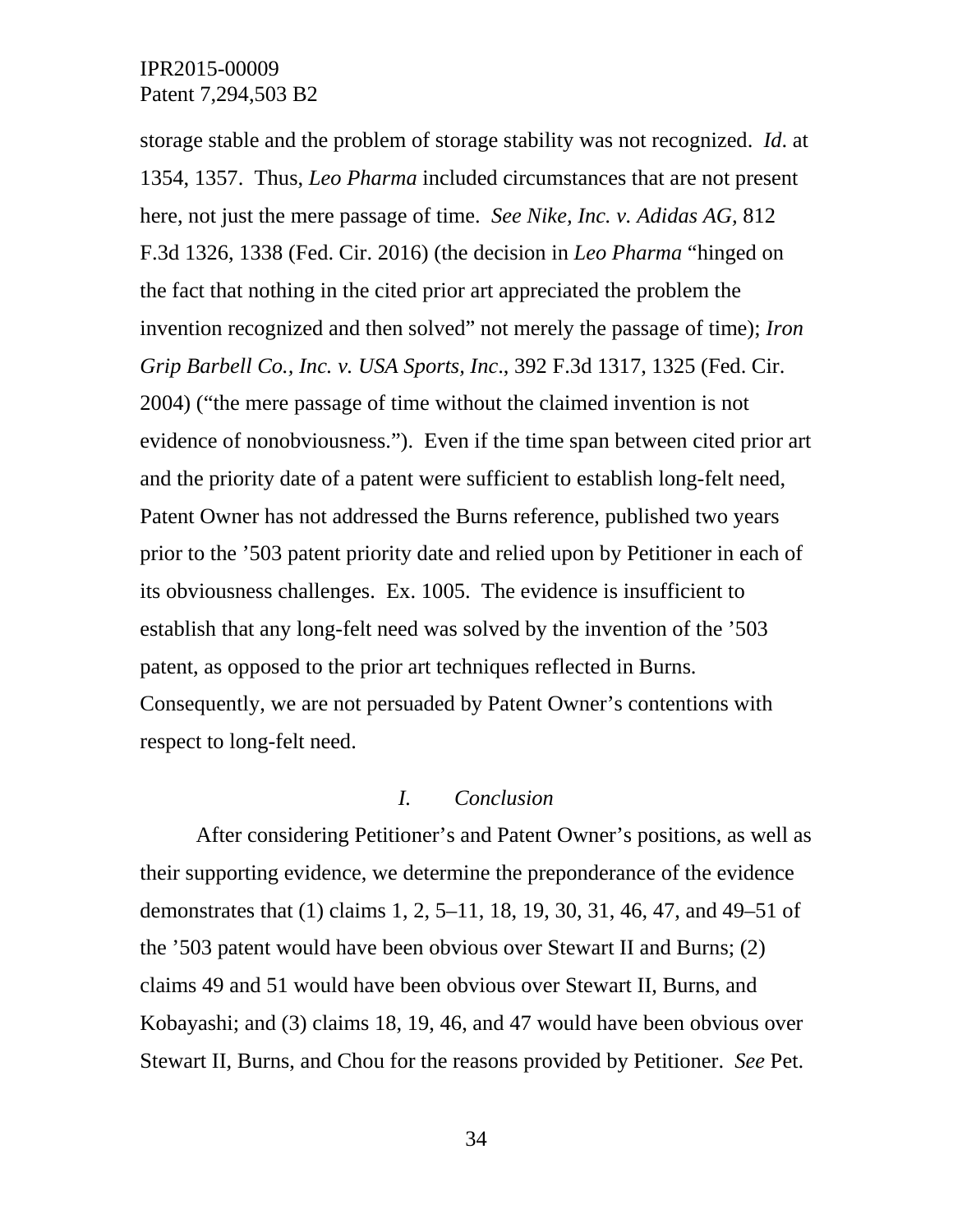storage stable and the problem of storage stability was not recognized. *Id*. at 1354, 1357. Thus, *Leo Pharma* included circumstances that are not present here, not just the mere passage of time. *See Nike, Inc. v. Adidas AG,* 812 F.3d 1326, 1338 (Fed. Cir. 2016) (the decision in *Leo Pharma* "hinged on the fact that nothing in the cited prior art appreciated the problem the invention recognized and then solved" not merely the passage of time); *Iron Grip Barbell Co., Inc. v. USA Sports, Inc*., 392 F.3d 1317, 1325 (Fed. Cir. 2004) ("the mere passage of time without the claimed invention is not evidence of nonobviousness."). Even if the time span between cited prior art and the priority date of a patent were sufficient to establish long-felt need, Patent Owner has not addressed the Burns reference, published two years prior to the '503 patent priority date and relied upon by Petitioner in each of its obviousness challenges. Ex. 1005. The evidence is insufficient to establish that any long-felt need was solved by the invention of the '503 patent, as opposed to the prior art techniques reflected in Burns. Consequently, we are not persuaded by Patent Owner's contentions with respect to long-felt need.

### *I. Conclusion*

After considering Petitioner's and Patent Owner's positions, as well as their supporting evidence, we determine the preponderance of the evidence demonstrates that (1) claims 1, 2, 5–11, 18, 19, 30, 31, 46, 47, and 49–51 of the '503 patent would have been obvious over Stewart II and Burns; (2) claims 49 and 51 would have been obvious over Stewart II, Burns, and Kobayashi; and (3) claims 18, 19, 46, and 47 would have been obvious over Stewart II, Burns, and Chou for the reasons provided by Petitioner. *See* Pet.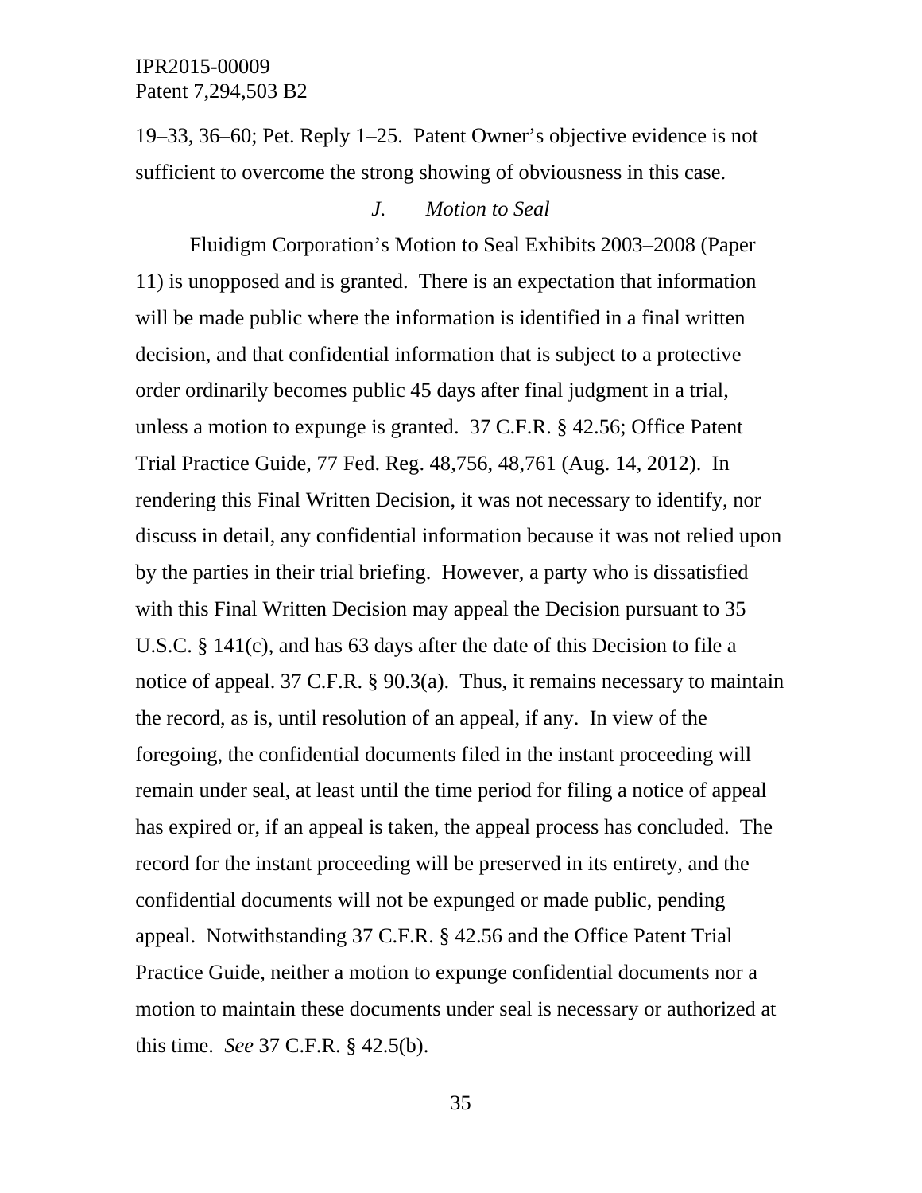19–33, 36–60; Pet. Reply 1–25. Patent Owner's objective evidence is not sufficient to overcome the strong showing of obviousness in this case.

### *J. Motion to Seal*

Fluidigm Corporation's Motion to Seal Exhibits 2003–2008 (Paper 11) is unopposed and is granted. There is an expectation that information will be made public where the information is identified in a final written decision, and that confidential information that is subject to a protective order ordinarily becomes public 45 days after final judgment in a trial, unless a motion to expunge is granted. 37 C.F.R. § 42.56; Office Patent Trial Practice Guide, 77 Fed. Reg. 48,756, 48,761 (Aug. 14, 2012). In rendering this Final Written Decision, it was not necessary to identify, nor discuss in detail, any confidential information because it was not relied upon by the parties in their trial briefing. However, a party who is dissatisfied with this Final Written Decision may appeal the Decision pursuant to 35 U.S.C. § 141(c), and has 63 days after the date of this Decision to file a notice of appeal. 37 C.F.R. § 90.3(a). Thus, it remains necessary to maintain the record, as is, until resolution of an appeal, if any. In view of the foregoing, the confidential documents filed in the instant proceeding will remain under seal, at least until the time period for filing a notice of appeal has expired or, if an appeal is taken, the appeal process has concluded. The record for the instant proceeding will be preserved in its entirety, and the confidential documents will not be expunged or made public, pending appeal. Notwithstanding 37 C.F.R. § 42.56 and the Office Patent Trial Practice Guide, neither a motion to expunge confidential documents nor a motion to maintain these documents under seal is necessary or authorized at this time. *See* 37 C.F.R. § 42.5(b).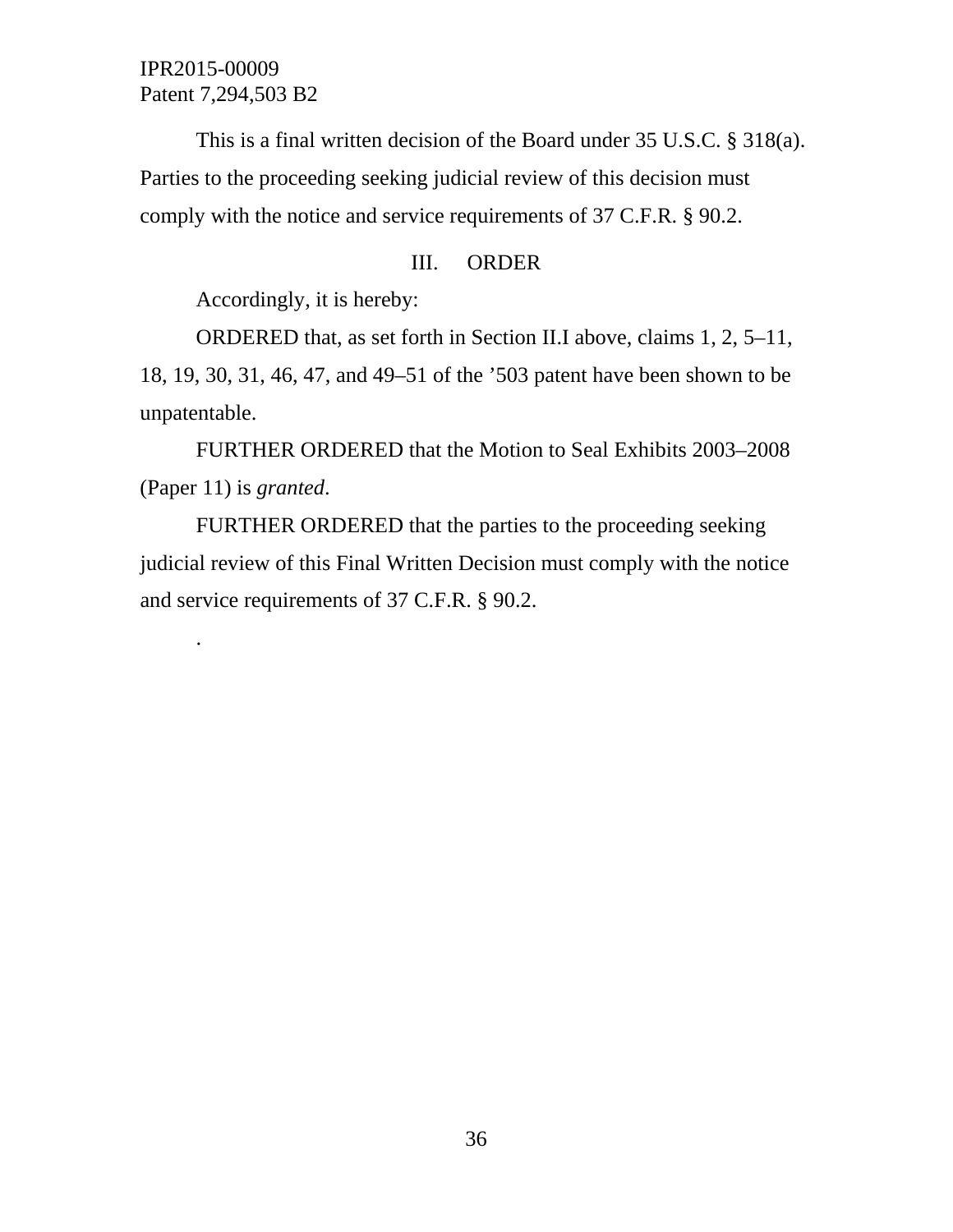This is a final written decision of the Board under 35 U.S.C. § 318(a). Parties to the proceeding seeking judicial review of this decision must comply with the notice and service requirements of 37 C.F.R. § 90.2.

## III. ORDER

Accordingly, it is hereby:

ORDERED that, as set forth in Section II.I above, claims 1, 2, 5–11, 18, 19, 30, 31, 46, 47, and 49–51 of the ’503 patent have been shown to be unpatentable.

FURTHER ORDERED that the Motion to Seal Exhibits 2003–2008 (Paper 11) is *granted*.

FURTHER ORDERED that the parties to the proceeding seeking judicial review of this Final Written Decision must comply with the notice and service requirements of 37 C.F.R. § 90.2.

.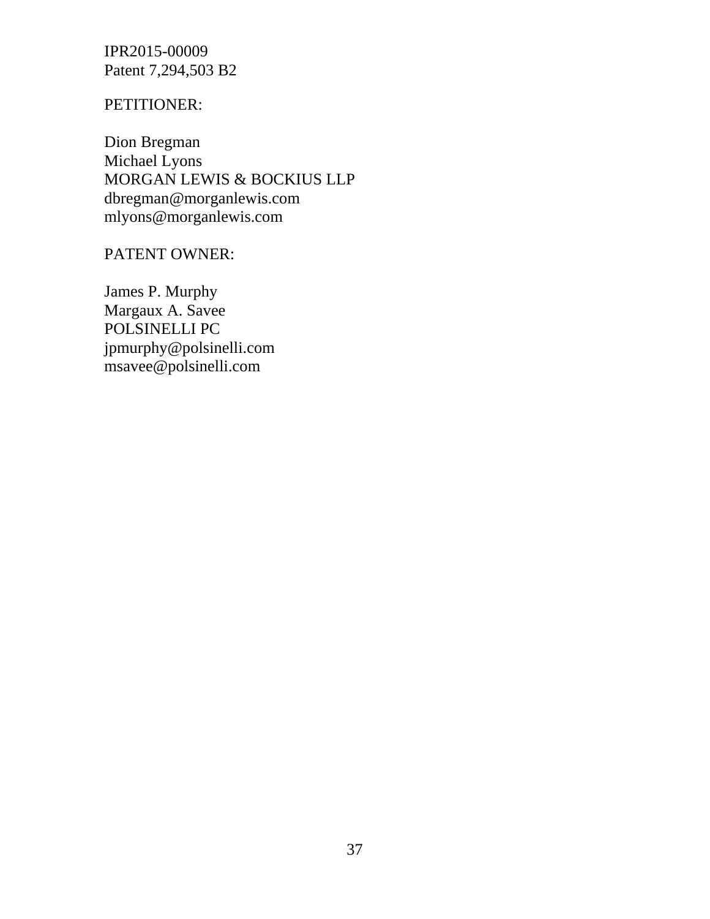PETITIONER:

Dion Bregman
Michael Lyons
MORGAN LEWIS & BOCKIUS LLP
dbregman@morganlewis.com
mlyons@morganlewis.com

PATENT OWNER:

James P. Murphy
Margaux A. Savee
POLSINELLI PC
jpmurphy@polsinelli.com
msavee@polsinelli.com